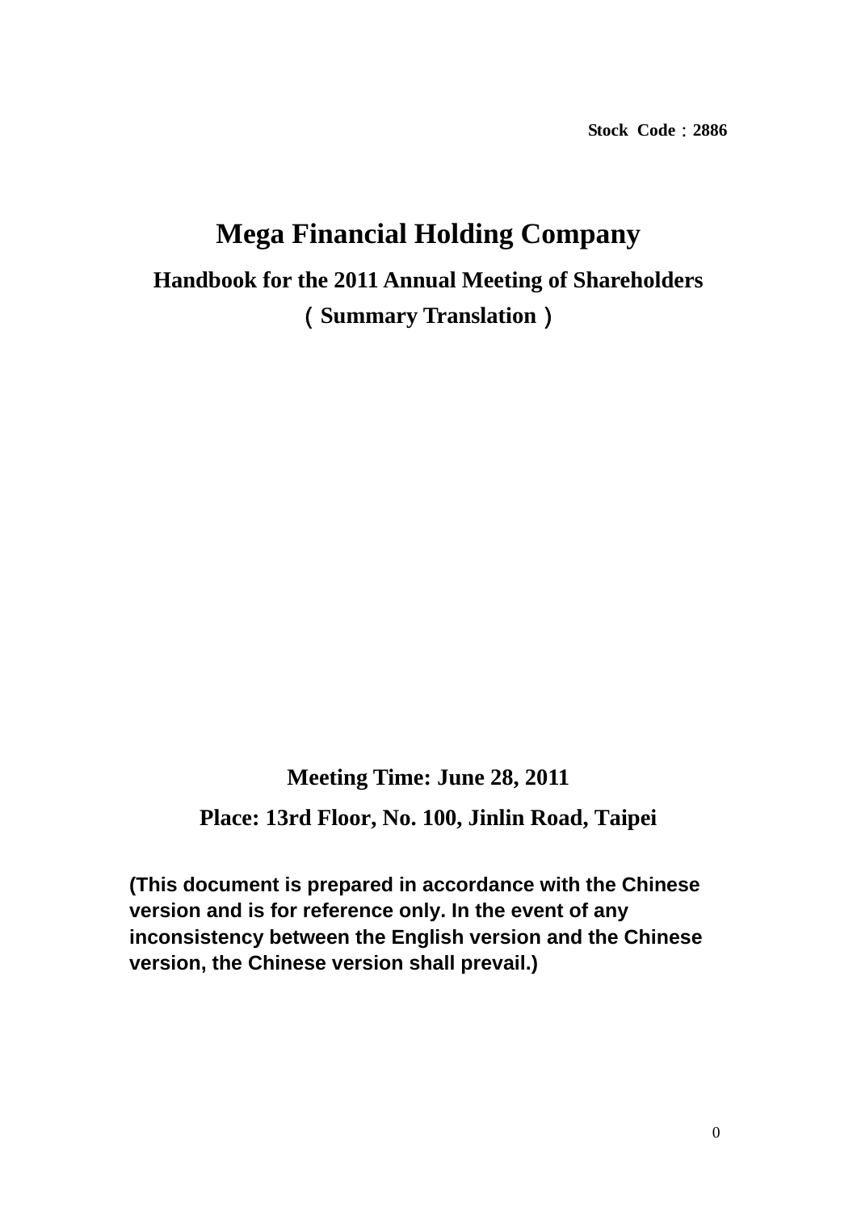Stock Code：2886

# Mega Financial Holding Company

## Handbook for the 2011 Annual Meeting of Shareholders

（Summary Translation）

**Meeting Time: June 28, 2011**

**Place: 13rd Floor, No. 100, Jinlin Road, Taipei**

**(This document is prepared in accordance with the Chinese version and is for reference only. In the event of any inconsistency between the English version and the Chinese version, the Chinese version shall prevail.)**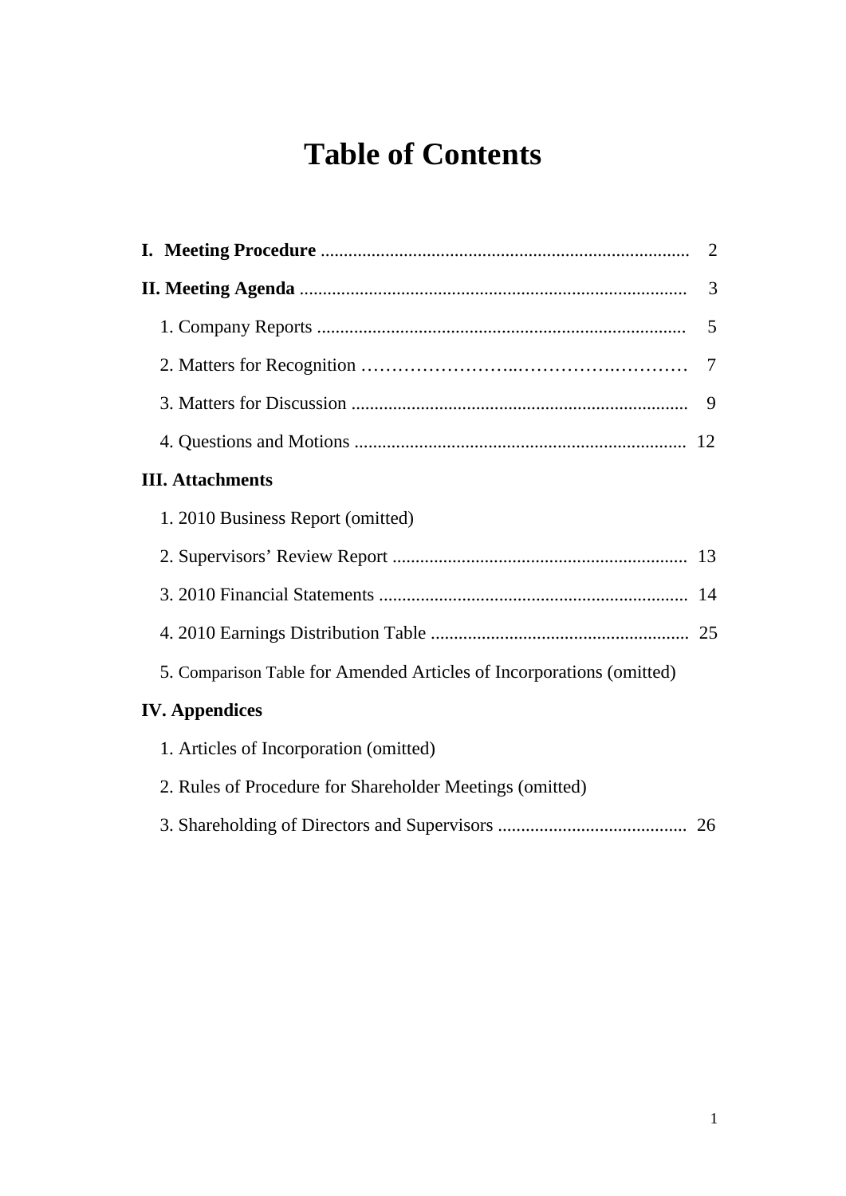# Table of Contents

**I. Meeting Procedure** ................................................................................ 2

**II. Meeting Agenda** ................................................................................... 3

1. Company Reports ................................................................................ 5
2. Matters for Recognition ……………………..…………….………… 7
3. Matters for Discussion ......................................................................... 9
4. Questions and Motions ........................................................................ 12

**III. Attachments**

1. 2010 Business Report (omitted)
2. Supervisors' Review Report ................................................................ 13
3. 2010 Financial Statements ................................................................... 14
4. 2010 Earnings Distribution Table ........................................................ 25
5. Comparison Table for Amended Articles of Incorporations (omitted)

**IV. Appendices**

1. Articles of Incorporation (omitted)
2. Rules of Procedure for Shareholder Meetings (omitted)
3. Shareholding of Directors and Supervisors ......................................... 26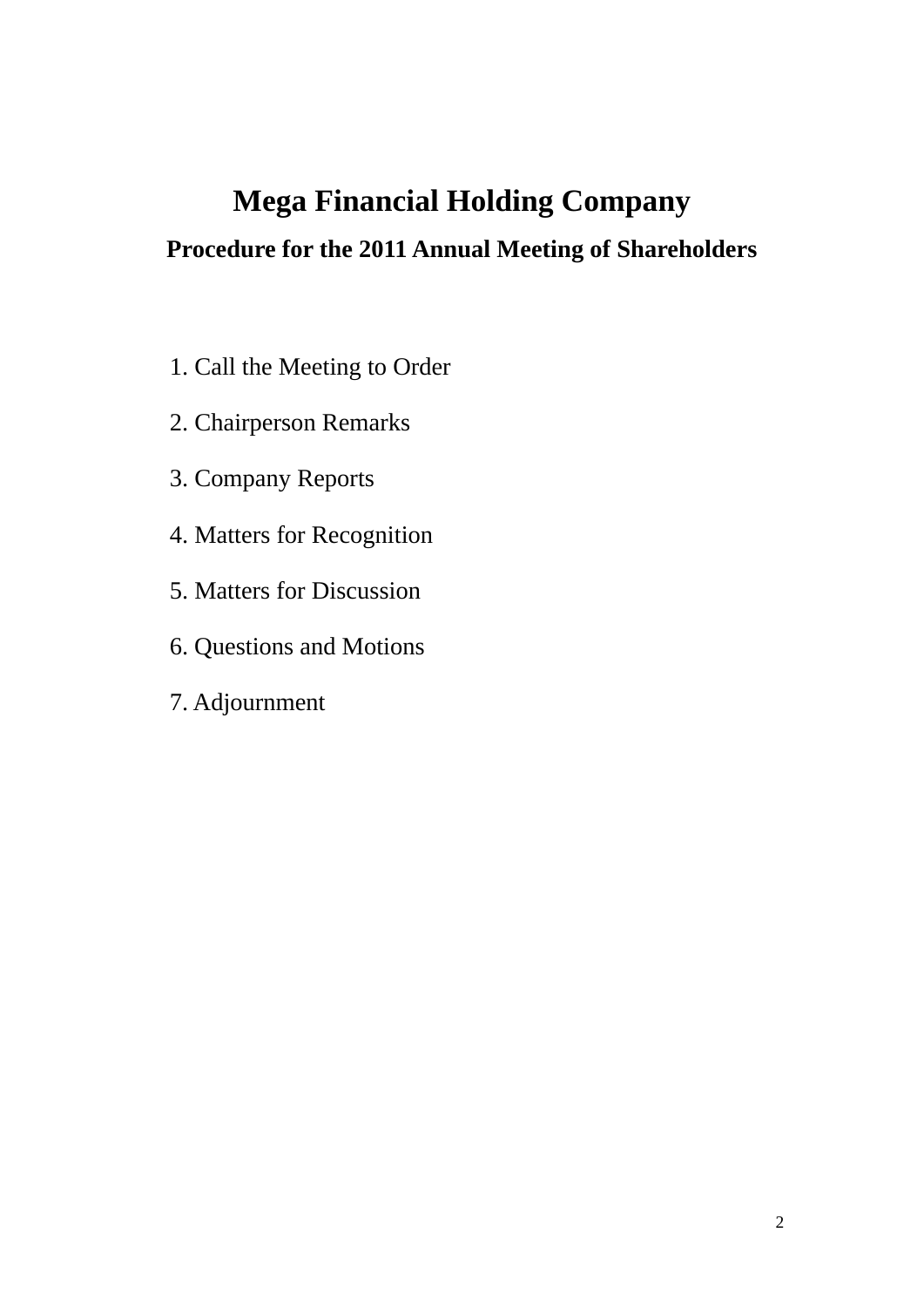# Mega Financial Holding Company

## Procedure for the 2011 Annual Meeting of Shareholders

1. Call the Meeting to Order
2. Chairperson Remarks
3. Company Reports
4. Matters for Recognition
5. Matters for Discussion
6. Questions and Motions
7. Adjournment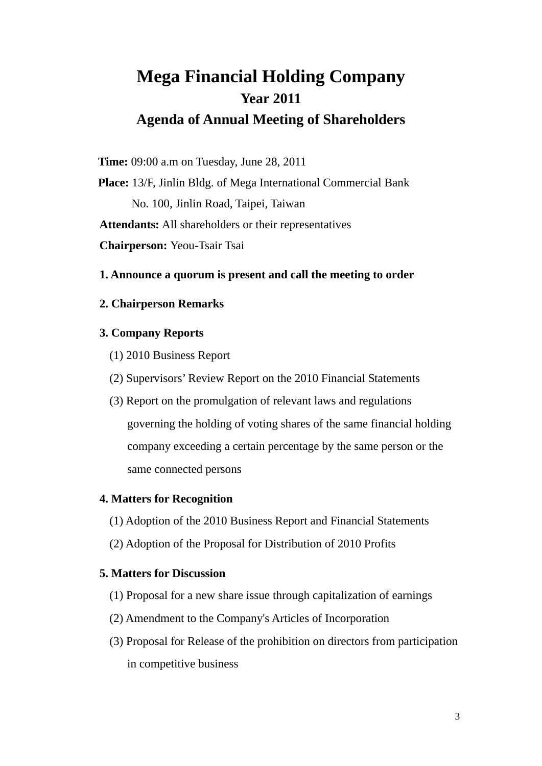# Mega Financial Holding Company

## Year 2011

## Agenda of Annual Meeting of Shareholders

**Time:** 09:00 a.m on Tuesday, June 28, 2011

**Place:** 13/F, Jinlin Bldg. of Mega International Commercial Bank
No. 100, Jinlin Road, Taipei, Taiwan

**Attendants:** All shareholders or their representatives

**Chairperson:** Yeou-Tsair Tsai

**1. Announce a quorum is present and call the meeting to order**

**2. Chairperson Remarks**

**3. Company Reports**

(1) 2010 Business Report

(2) Supervisors' Review Report on the 2010 Financial Statements

(3) Report on the promulgation of relevant laws and regulations governing the holding of voting shares of the same financial holding company exceeding a certain percentage by the same person or the same connected persons

**4. Matters for Recognition**

(1) Adoption of the 2010 Business Report and Financial Statements

(2) Adoption of the Proposal for Distribution of 2010 Profits

**5. Matters for Discussion**

(1) Proposal for a new share issue through capitalization of earnings

(2) Amendment to the Company's Articles of Incorporation

(3) Proposal for Release of the prohibition on directors from participation in competitive business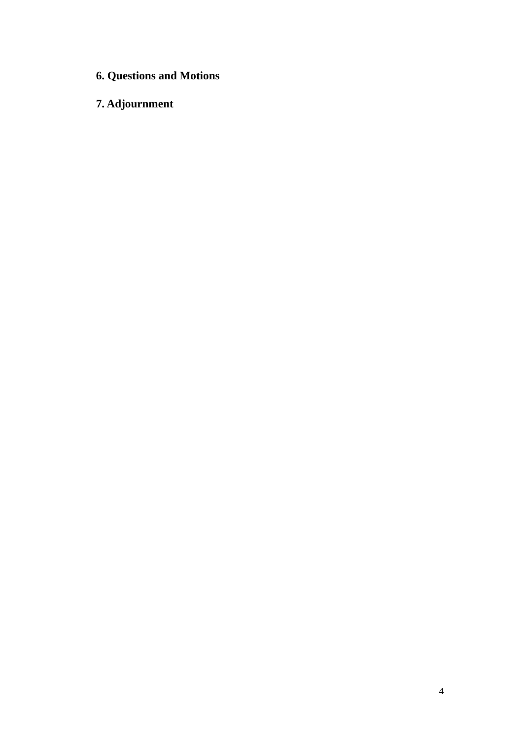**6. Questions and Motions**

**7. Adjournment**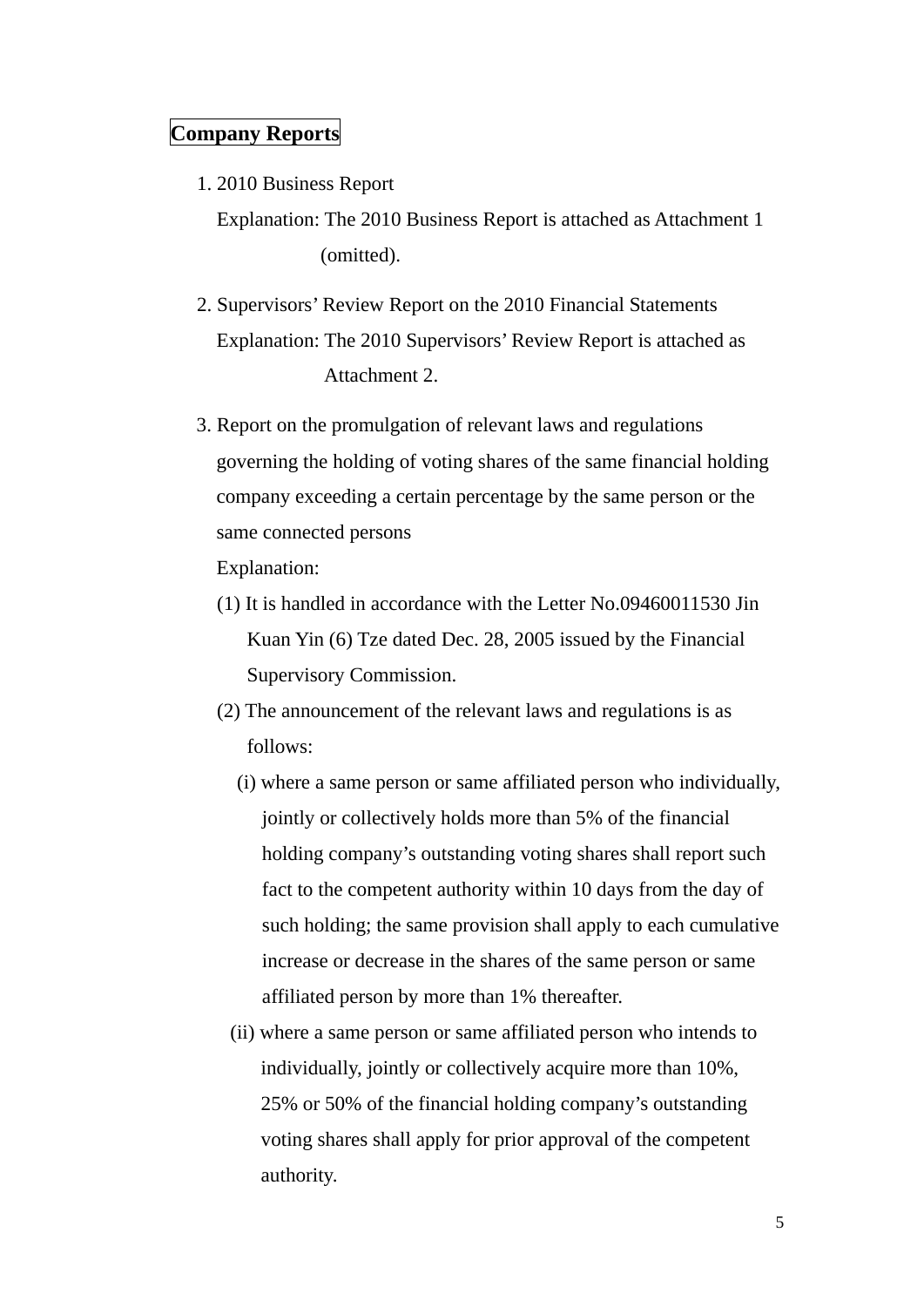## Company Reports

1. 2010 Business Report

   Explanation: The 2010 Business Report is attached as Attachment 1 (omitted).

2. Supervisors' Review Report on the 2010 Financial Statements

   Explanation: The 2010 Supervisors' Review Report is attached as Attachment 2.

3. Report on the promulgation of relevant laws and regulations governing the holding of voting shares of the same financial holding company exceeding a certain percentage by the same person or the same connected persons

   Explanation:

   (1) It is handled in accordance with the Letter No.09460011530 Jin Kuan Yin (6) Tze dated Dec. 28, 2005 issued by the Financial Supervisory Commission.

   (2) The announcement of the relevant laws and regulations is as follows:

   (i) where a same person or same affiliated person who individually, jointly or collectively holds more than 5% of the financial holding company's outstanding voting shares shall report such fact to the competent authority within 10 days from the day of such holding; the same provision shall apply to each cumulative increase or decrease in the shares of the same person or same affiliated person by more than 1% thereafter.

   (ii) where a same person or same affiliated person who intends to individually, jointly or collectively acquire more than 10%, 25% or 50% of the financial holding company's outstanding voting shares shall apply for prior approval of the competent authority.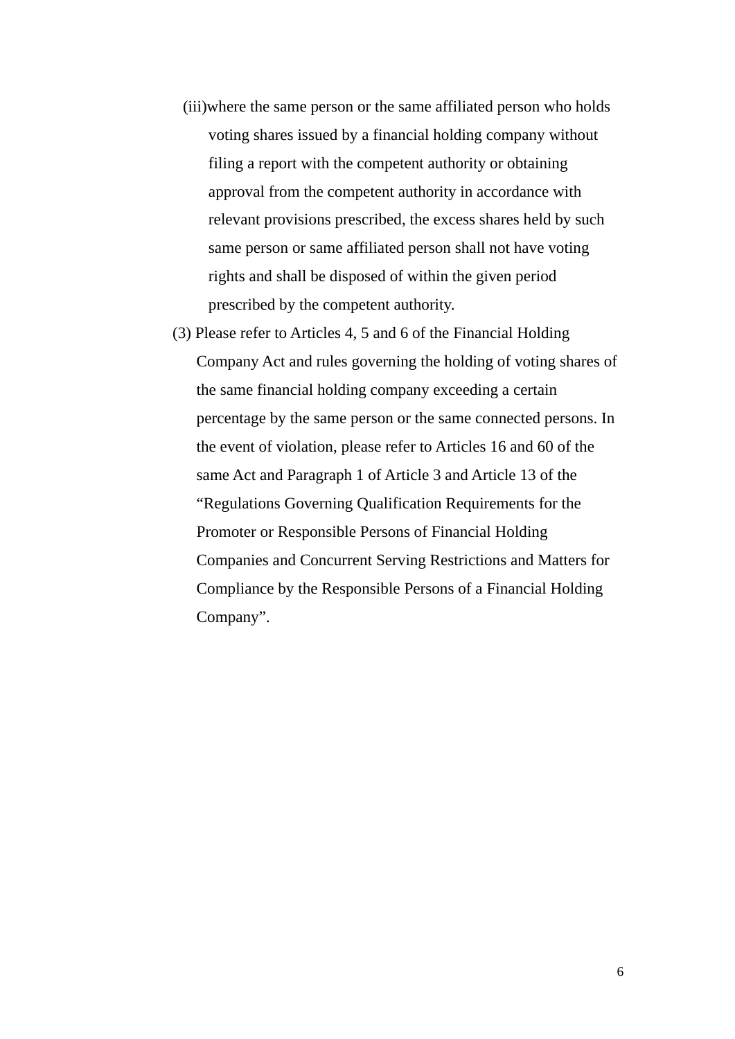(iii)where the same person or the same affiliated person who holds voting shares issued by a financial holding company without filing a report with the competent authority or obtaining approval from the competent authority in accordance with relevant provisions prescribed, the excess shares held by such same person or same affiliated person shall not have voting rights and shall be disposed of within the given period prescribed by the competent authority.

(3) Please refer to Articles 4, 5 and 6 of the Financial Holding Company Act and rules governing the holding of voting shares of the same financial holding company exceeding a certain percentage by the same person or the same connected persons. In the event of violation, please refer to Articles 16 and 60 of the same Act and Paragraph 1 of Article 3 and Article 13 of the “Regulations Governing Qualification Requirements for the Promoter or Responsible Persons of Financial Holding Companies and Concurrent Serving Restrictions and Matters for Compliance by the Responsible Persons of a Financial Holding Company”.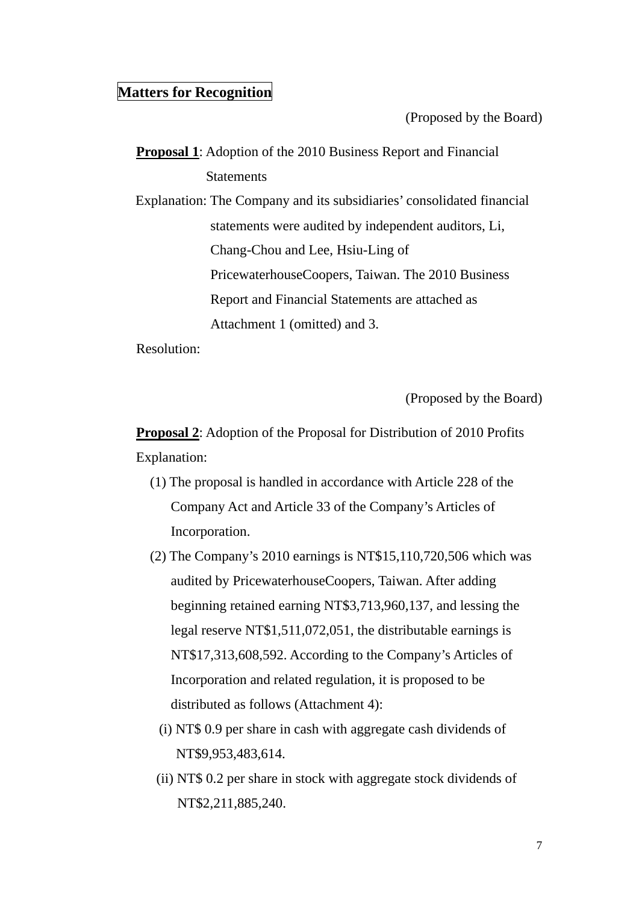## Matters for Recognition

(Proposed by the Board)

**Proposal 1**: Adoption of the 2010 Business Report and Financial Statements

Explanation: The Company and its subsidiaries' consolidated financial statements were audited by independent auditors, Li, Chang-Chou and Lee, Hsiu-Ling of PricewaterhouseCoopers, Taiwan. The 2010 Business Report and Financial Statements are attached as Attachment 1 (omitted) and 3.

Resolution:

(Proposed by the Board)

**Proposal 2**: Adoption of the Proposal for Distribution of 2010 Profits

Explanation:

(1) The proposal is handled in accordance with Article 228 of the Company Act and Article 33 of the Company's Articles of Incorporation.

(2) The Company's 2010 earnings is NT$15,110,720,506 which was audited by PricewaterhouseCoopers, Taiwan. After adding beginning retained earning NT$3,713,960,137, and lessing the legal reserve NT$1,511,072,051, the distributable earnings is NT$17,313,608,592. According to the Company's Articles of Incorporation and related regulation, it is proposed to be distributed as follows (Attachment 4):

(i) NT$ 0.9 per share in cash with aggregate cash dividends of NT$9,953,483,614.

(ii) NT$ 0.2 per share in stock with aggregate stock dividends of NT$2,211,885,240.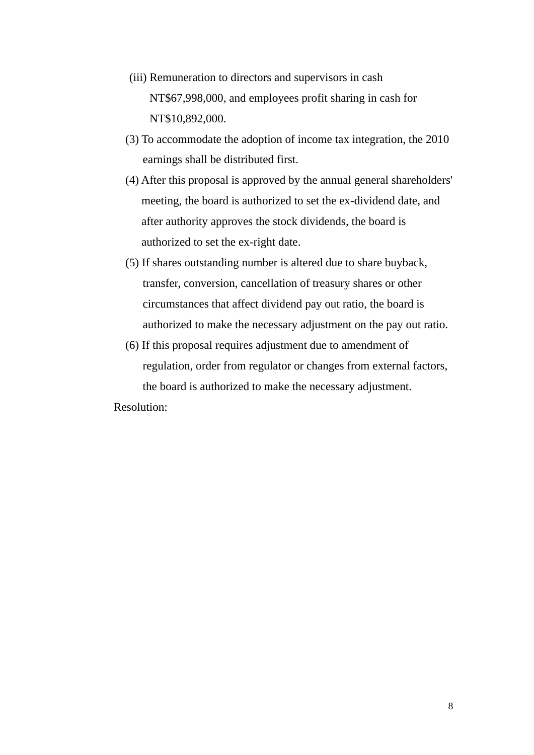(iii) Remuneration to directors and supervisors in cash NT$67,998,000, and employees profit sharing in cash for NT$10,892,000.

(3) To accommodate the adoption of income tax integration, the 2010 earnings shall be distributed first.

(4) After this proposal is approved by the annual general shareholders' meeting, the board is authorized to set the ex-dividend date, and after authority approves the stock dividends, the board is authorized to set the ex-right date.

(5) If shares outstanding number is altered due to share buyback, transfer, conversion, cancellation of treasury shares or other circumstances that affect dividend pay out ratio, the board is authorized to make the necessary adjustment on the pay out ratio.

(6) If this proposal requires adjustment due to amendment of regulation, order from regulator or changes from external factors, the board is authorized to make the necessary adjustment.

Resolution: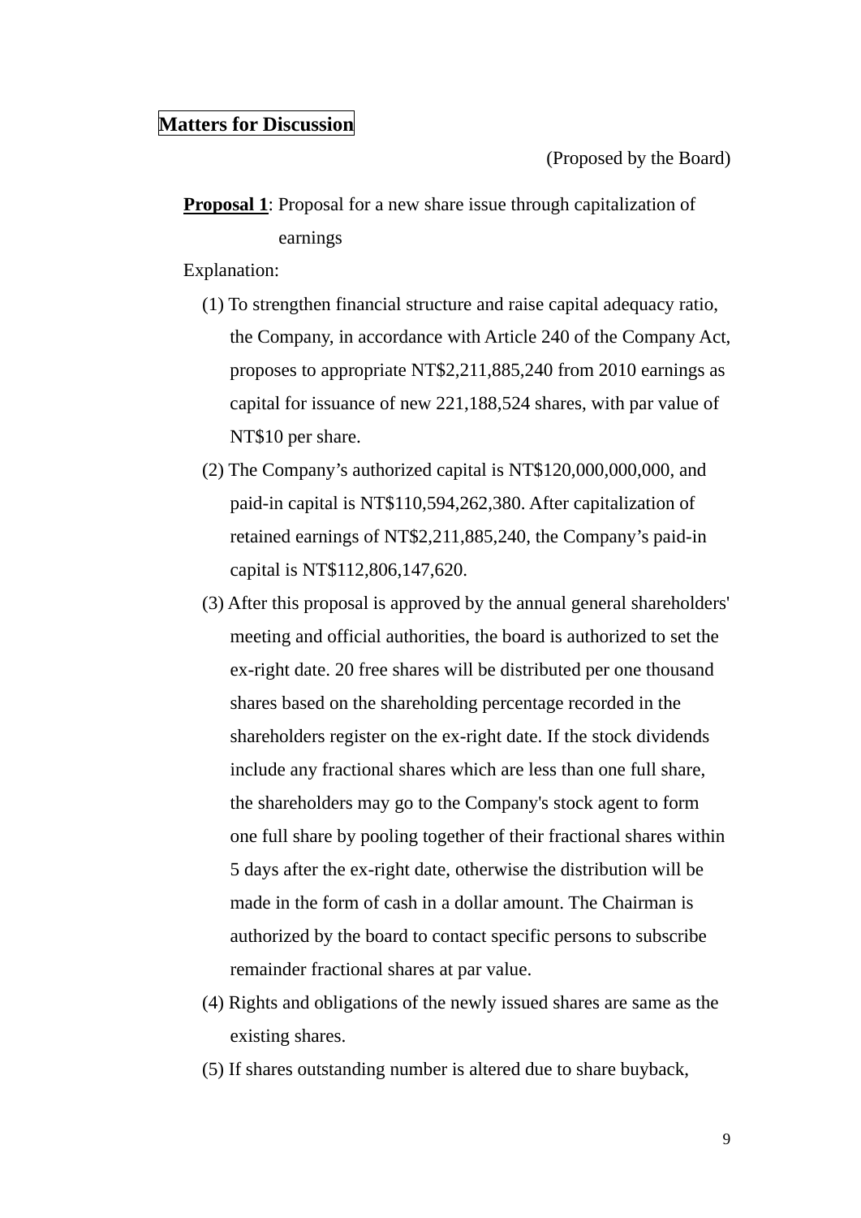## Matters for Discussion

(Proposed by the Board)

**Proposal 1**: Proposal for a new share issue through capitalization of earnings

Explanation:

(1) To strengthen financial structure and raise capital adequacy ratio, the Company, in accordance with Article 240 of the Company Act, proposes to appropriate NT$2,211,885,240 from 2010 earnings as capital for issuance of new 221,188,524 shares, with par value of NT$10 per share.

(2) The Company's authorized capital is NT$120,000,000,000, and paid-in capital is NT$110,594,262,380. After capitalization of retained earnings of NT$2,211,885,240, the Company's paid-in capital is NT$112,806,147,620.

(3) After this proposal is approved by the annual general shareholders' meeting and official authorities, the board is authorized to set the ex-right date. 20 free shares will be distributed per one thousand shares based on the shareholding percentage recorded in the shareholders register on the ex-right date. If the stock dividends include any fractional shares which are less than one full share, the shareholders may go to the Company's stock agent to form one full share by pooling together of their fractional shares within 5 days after the ex-right date, otherwise the distribution will be made in the form of cash in a dollar amount. The Chairman is authorized by the board to contact specific persons to subscribe remainder fractional shares at par value.

(4) Rights and obligations of the newly issued shares are same as the existing shares.

(5) If shares outstanding number is altered due to share buyback,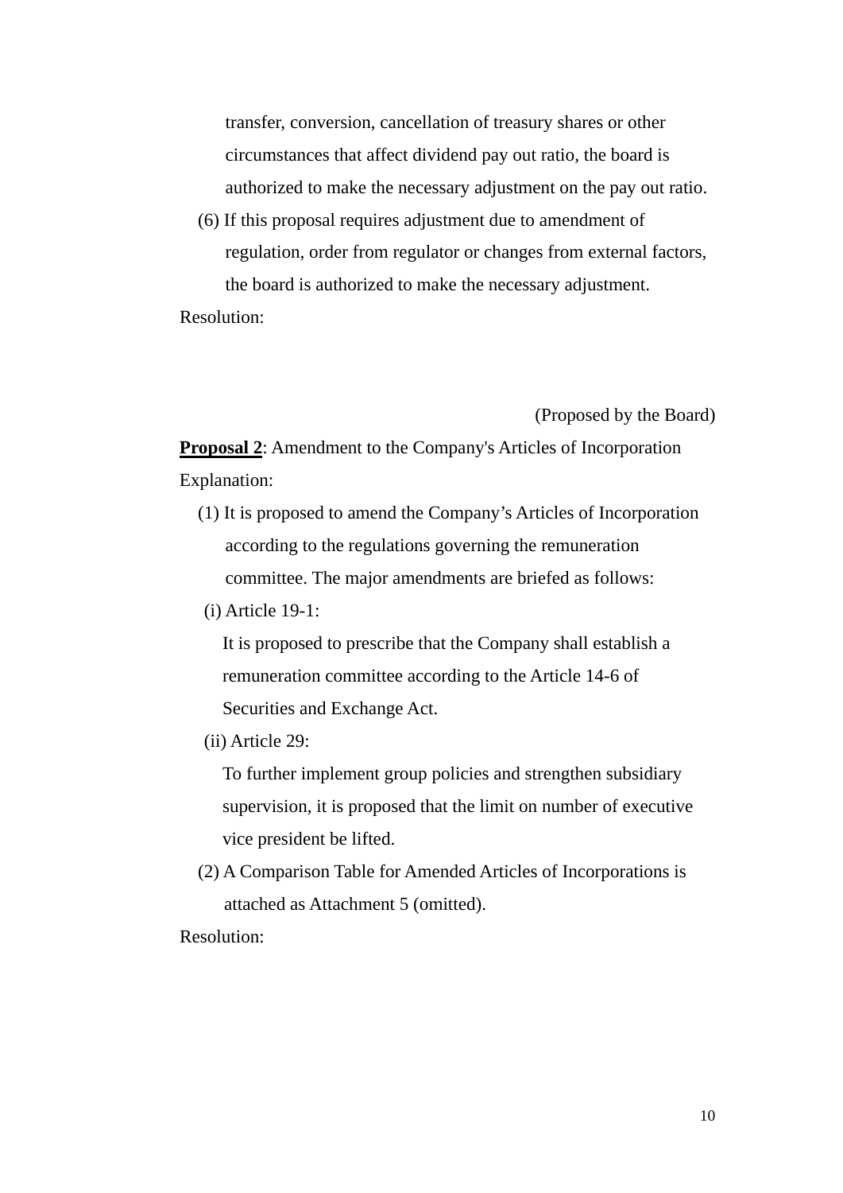transfer, conversion, cancellation of treasury shares or other circumstances that affect dividend pay out ratio, the board is authorized to make the necessary adjustment on the pay out ratio.

(6) If this proposal requires adjustment due to amendment of regulation, order from regulator or changes from external factors, the board is authorized to make the necessary adjustment.

Resolution:

(Proposed by the Board)

**Proposal 2**: Amendment to the Company's Articles of Incorporation

Explanation:

(1) It is proposed to amend the Company's Articles of Incorporation according to the regulations governing the remuneration committee. The major amendments are briefed as follows:

(i) Article 19-1:

It is proposed to prescribe that the Company shall establish a remuneration committee according to the Article 14-6 of Securities and Exchange Act.

(ii) Article 29:

To further implement group policies and strengthen subsidiary supervision, it is proposed that the limit on number of executive vice president be lifted.

(2) A Comparison Table for Amended Articles of Incorporations is attached as Attachment 5 (omitted).

Resolution: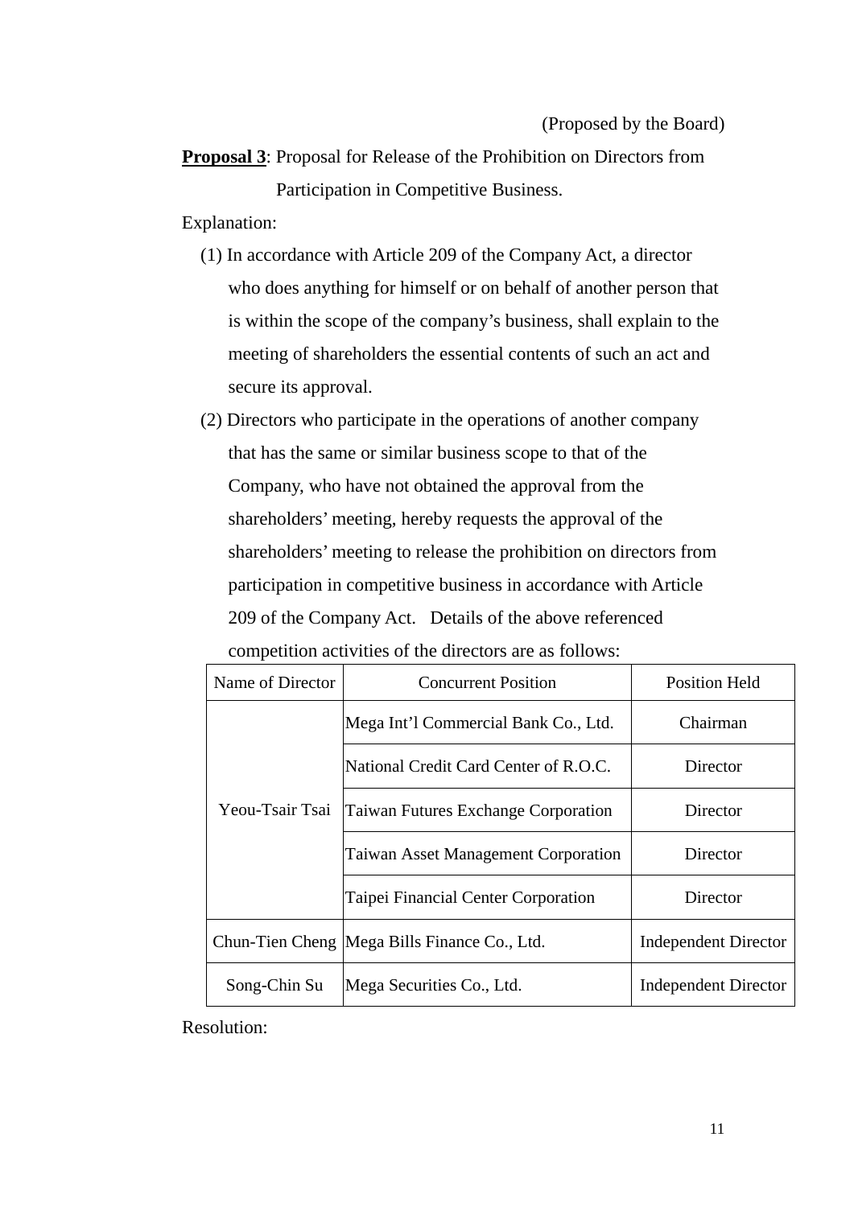(Proposed by the Board)

**Proposal 3**: Proposal for Release of the Prohibition on Directors from Participation in Competitive Business.

Explanation:

(1) In accordance with Article 209 of the Company Act, a director who does anything for himself or on behalf of another person that is within the scope of the company's business, shall explain to the meeting of shareholders the essential contents of such an act and secure its approval.

(2) Directors who participate in the operations of another company that has the same or similar business scope to that of the Company, who have not obtained the approval from the shareholders' meeting, hereby requests the approval of the shareholders' meeting to release the prohibition on directors from participation in competitive business in accordance with Article 209 of the Company Act. Details of the above referenced competition activities of the directors are as follows:

| Name of Director | Concurrent Position | Position Held |
|---|---|---|
| Yeou-Tsair Tsai | Mega Int'l Commercial Bank Co., Ltd. | Chairman |
| | National Credit Card Center of R.O.C. | Director |
| | Taiwan Futures Exchange Corporation | Director |
| | Taiwan Asset Management Corporation | Director |
| | Taipei Financial Center Corporation | Director |
| Chun-Tien Cheng | Mega Bills Finance Co., Ltd. | Independent Director |
| Song-Chin Su | Mega Securities Co., Ltd. | Independent Director |

Resolution: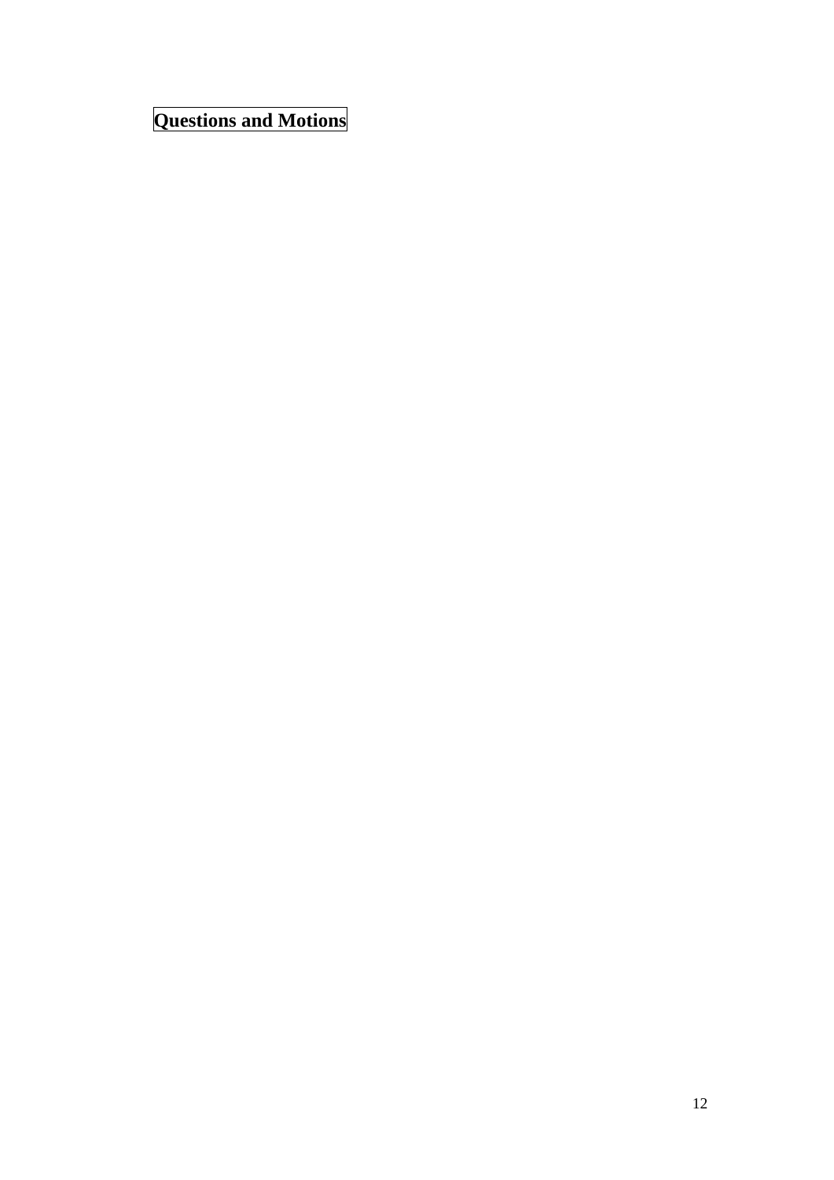# Questions and Motions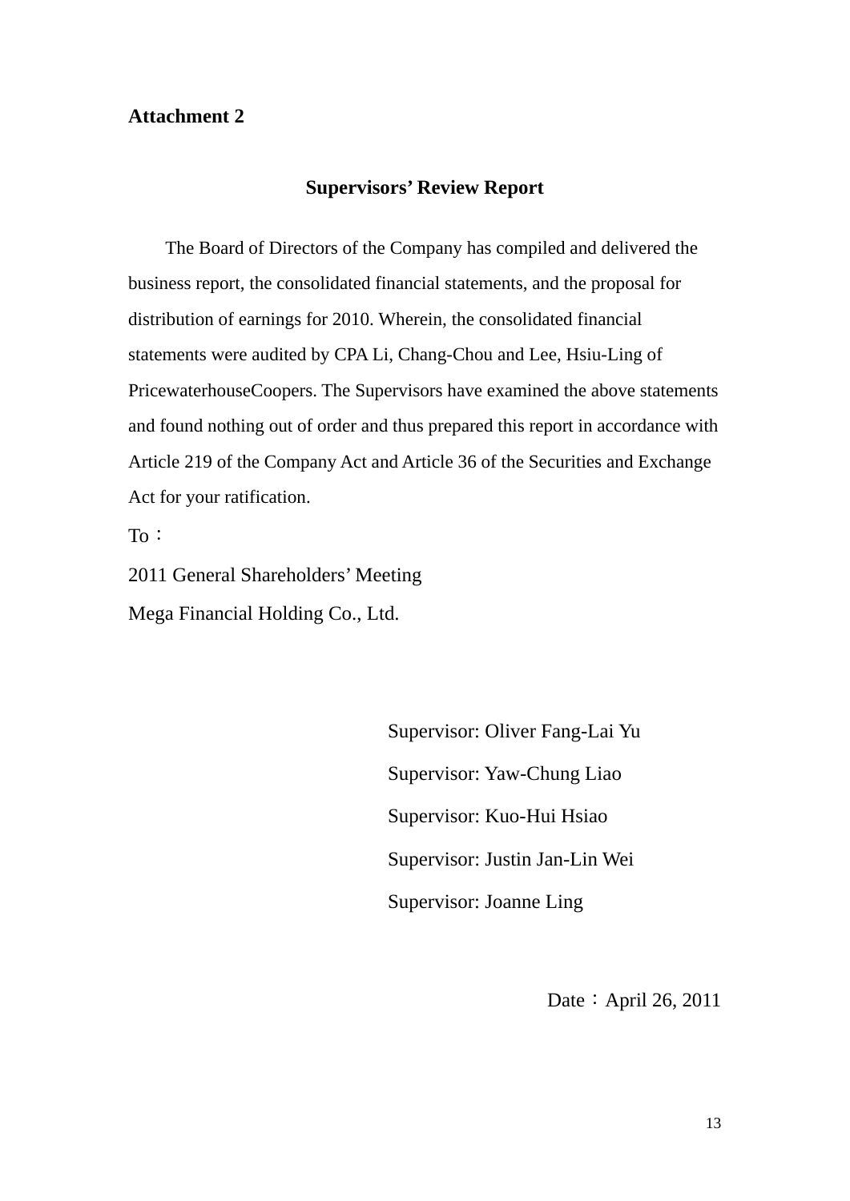**Attachment 2**

## Supervisors' Review Report

The Board of Directors of the Company has compiled and delivered the business report, the consolidated financial statements, and the proposal for distribution of earnings for 2010. Wherein, the consolidated financial statements were audited by CPA Li, Chang-Chou and Lee, Hsiu-Ling of PricewaterhouseCoopers. The Supervisors have examined the above statements and found nothing out of order and thus prepared this report in accordance with Article 219 of the Company Act and Article 36 of the Securities and Exchange Act for your ratification.

To：

2011 General Shareholders' Meeting

Mega Financial Holding Co., Ltd.

Supervisor: Oliver Fang-Lai Yu

Supervisor: Yaw-Chung Liao

Supervisor: Kuo-Hui Hsiao

Supervisor: Justin Jan-Lin Wei

Supervisor: Joanne Ling

Date：April 26, 2011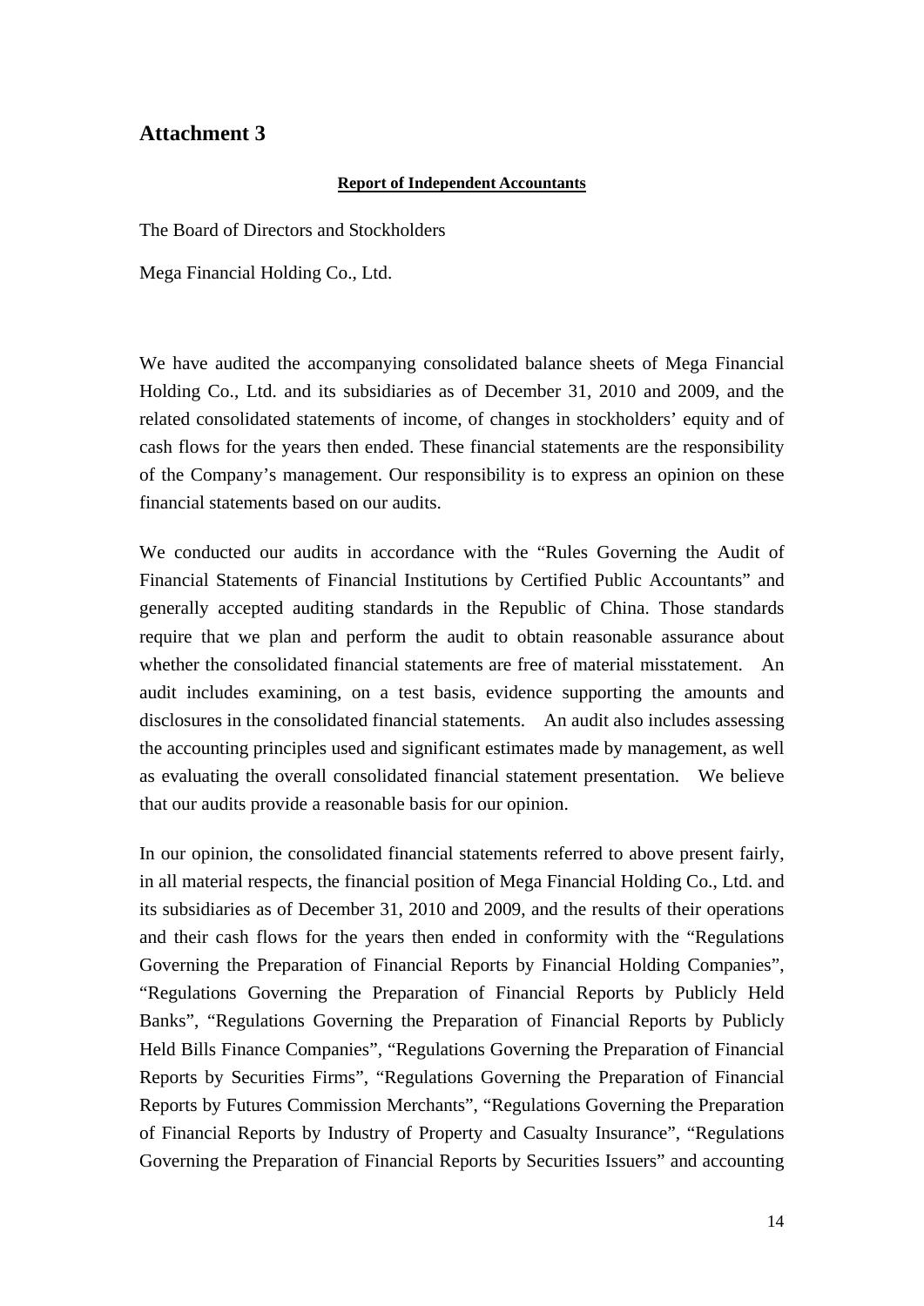## Attachment 3

**Report of Independent Accountants**

The Board of Directors and Stockholders

Mega Financial Holding Co., Ltd.

We have audited the accompanying consolidated balance sheets of Mega Financial Holding Co., Ltd. and its subsidiaries as of December 31, 2010 and 2009, and the related consolidated statements of income, of changes in stockholders' equity and of cash flows for the years then ended. These financial statements are the responsibility of the Company's management. Our responsibility is to express an opinion on these financial statements based on our audits.

We conducted our audits in accordance with the "Rules Governing the Audit of Financial Statements of Financial Institutions by Certified Public Accountants" and generally accepted auditing standards in the Republic of China. Those standards require that we plan and perform the audit to obtain reasonable assurance about whether the consolidated financial statements are free of material misstatement. An audit includes examining, on a test basis, evidence supporting the amounts and disclosures in the consolidated financial statements. An audit also includes assessing the accounting principles used and significant estimates made by management, as well as evaluating the overall consolidated financial statement presentation. We believe that our audits provide a reasonable basis for our opinion.

In our opinion, the consolidated financial statements referred to above present fairly, in all material respects, the financial position of Mega Financial Holding Co., Ltd. and its subsidiaries as of December 31, 2010 and 2009, and the results of their operations and their cash flows for the years then ended in conformity with the "Regulations Governing the Preparation of Financial Reports by Financial Holding Companies", "Regulations Governing the Preparation of Financial Reports by Publicly Held Banks", "Regulations Governing the Preparation of Financial Reports by Publicly Held Bills Finance Companies", "Regulations Governing the Preparation of Financial Reports by Securities Firms", "Regulations Governing the Preparation of Financial Reports by Futures Commission Merchants", "Regulations Governing the Preparation of Financial Reports by Industry of Property and Casualty Insurance", "Regulations Governing the Preparation of Financial Reports by Securities Issuers" and accounting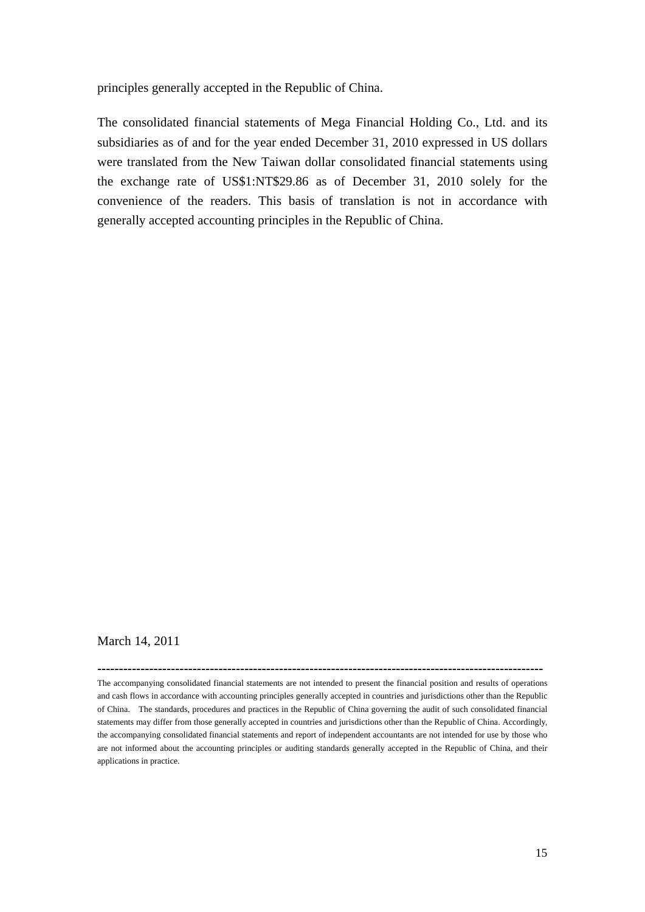principles generally accepted in the Republic of China.

The consolidated financial statements of Mega Financial Holding Co., Ltd. and its subsidiaries as of and for the year ended December 31, 2010 expressed in US dollars were translated from the New Taiwan dollar consolidated financial statements using the exchange rate of US$1:NT$29.86 as of December 31, 2010 solely for the convenience of the readers. This basis of translation is not in accordance with generally accepted accounting principles in the Republic of China.

March 14, 2011

---

The accompanying consolidated financial statements are not intended to present the financial position and results of operations and cash flows in accordance with accounting principles generally accepted in countries and jurisdictions other than the Republic of China. The standards, procedures and practices in the Republic of China governing the audit of such consolidated financial statements may differ from those generally accepted in countries and jurisdictions other than the Republic of China. Accordingly, the accompanying consolidated financial statements and report of independent accountants are not intended for use by those who are not informed about the accounting principles or auditing standards generally accepted in the Republic of China, and their applications in practice.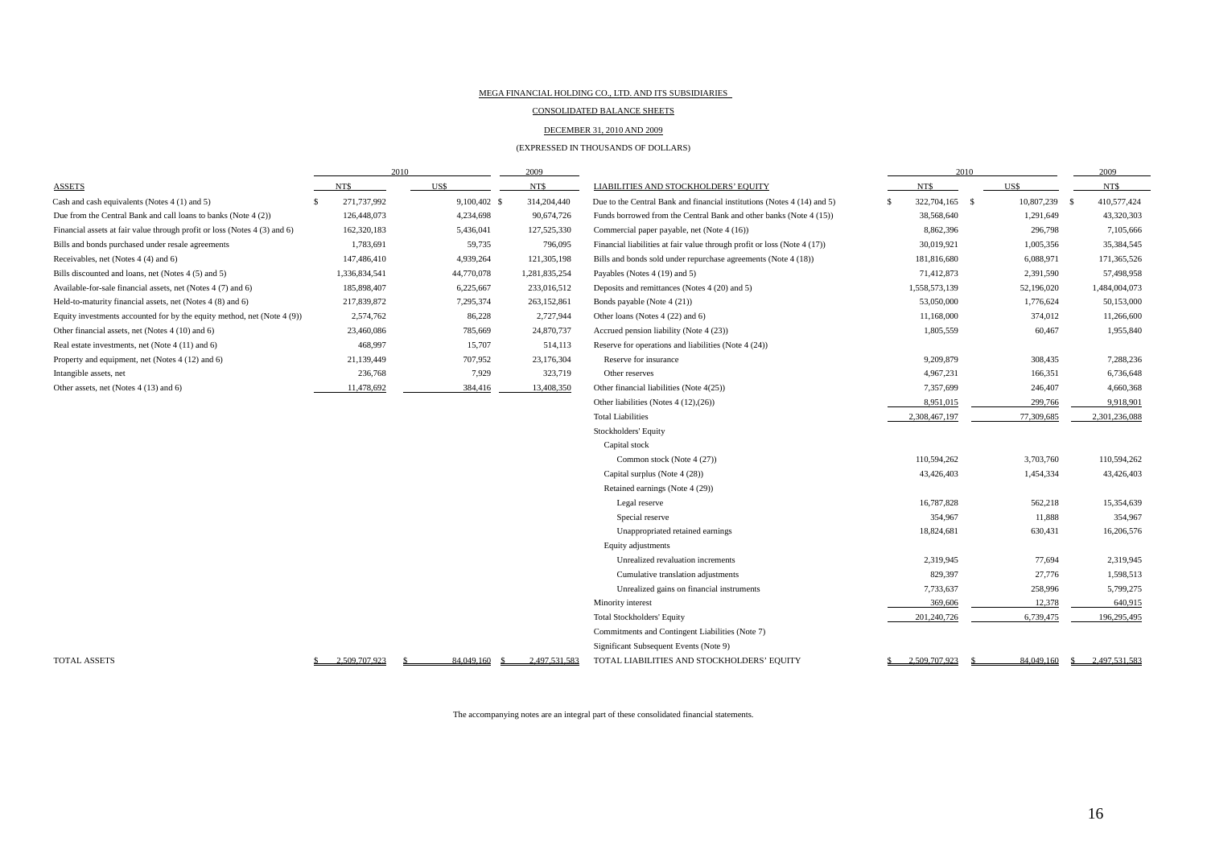MEGA FINANCIAL HOLDING CO., LTD. AND ITS SUBSIDIARIES

CONSOLIDATED BALANCE SHEETS

DECEMBER 31, 2010 AND 2009

(EXPRESSED IN THOUSANDS OF DOLLARS)

| ASSETS | 2010 NT$ | 2010 US$ | 2009 NT$ |
|---|---|---|---|
| Cash and cash equivalents (Notes 4 (1) and 5) | $ 271,737,992 | 9,100,402 | $ 314,204,440 |
| Due from the Central Bank and call loans to banks (Note 4 (2)) | 126,448,073 | 4,234,698 | 90,674,726 |
| Financial assets at fair value through profit or loss (Notes 4 (3) and 6) | 162,320,183 | 5,436,041 | 127,525,330 |
| Bills and bonds purchased under resale agreements | 1,783,691 | 59,735 | 796,095 |
| Receivables, net (Notes 4 (4) and 6) | 147,486,410 | 4,939,264 | 121,305,198 |
| Bills discounted and loans, net (Notes 4 (5) and 5) | 1,336,834,541 | 44,770,078 | 1,281,835,254 |
| Available-for-sale financial assets, net (Notes 4 (7) and 6) | 185,898,407 | 6,225,667 | 233,016,512 |
| Held-to-maturity financial assets, net (Notes 4 (8) and 6) | 217,839,872 | 7,295,374 | 263,152,861 |
| Equity investments accounted for by the equity method, net (Note 4 (9)) | 2,574,762 | 86,228 | 2,727,944 |
| Other financial assets, net (Notes 4 (10) and 6) | 23,460,086 | 785,669 | 24,870,737 |
| Real estate investments, net (Notes 4 (11) and 6) | 468,997 | 15,707 | 514,113 |
| Property and equipment, net (Notes 4 (12) and 6) | 21,139,449 | 707,952 | 23,176,304 |
| Intangible assets, net | 236,768 | 7,929 | 323,719 |
| Other assets, net (Notes 4 (13) and 6) | 11,478,692 | 384,416 | 13,408,350 |
| TOTAL ASSETS | $ 2,509,707,923 | $ 84,049,160 | $ 2,497,531,583 |

| LIABILITIES AND STOCKHOLDERS' EQUITY | 2010 NT$ | 2010 US$ | 2009 NT$ |
|---|---|---|---|
| Due to the Central Bank and financial institutions (Notes 4 (14) and 5) | $ 322,704,165 | $ 10,807,239 | $ 410,577,424 |
| Funds borrowed from the Central Bank and other banks (Note 4 (15)) | 38,568,640 | 1,291,649 | 43,320,303 |
| Commercial paper payable, net (Note 4 (16)) | 8,862,396 | 296,798 | 7,105,666 |
| Financial liabilities at fair value through profit or loss (Note 4 (17)) | 30,019,921 | 1,005,356 | 35,384,545 |
| Bills and bonds sold under repurchase agreements (Note 4 (18)) | 181,816,680 | 6,088,971 | 171,365,526 |
| Payables (Notes 4 (19) and 5) | 71,412,873 | 2,391,590 | 57,498,958 |
| Deposits and remittances (Notes 4 (20) and 5) | 1,558,573,139 | 52,196,020 | 1,484,004,073 |
| Bonds payable (Note 4 (21)) | 53,050,000 | 1,776,624 | 50,153,000 |
| Other loans (Notes 4 (22) and 6) | 11,168,000 | 374,012 | 11,266,600 |
| Accrued pension liability (Note 4 (23)) | 1,805,559 | 60,467 | 1,955,840 |
| Reserve for operations and liabilities (Note 4 (24)) | | | |
| Reserve for insurance | 9,209,879 | 308,435 | 7,288,236 |
| Other reserves | 4,967,231 | 166,351 | 6,736,648 |
| Other financial liabilities (Note 4(25)) | 7,357,699 | 246,407 | 4,660,368 |
| Other liabilities (Notes 4 (12),(26)) | 8,951,015 | 299,766 | 9,918,901 |
| Total Liabilities | 2,308,467,197 | 77,309,685 | 2,301,236,088 |
| Stockholders' Equity | | | |
| Capital stock | | | |
| Common stock (Note 4 (27)) | 110,594,262 | 3,703,760 | 110,594,262 |
| Capital surplus (Note 4 (28)) | 43,426,403 | 1,454,334 | 43,426,403 |
| Retained earnings (Note 4 (29)) | | | |
| Legal reserve | 16,787,828 | 562,218 | 15,354,639 |
| Special reserve | 354,967 | 11,888 | 354,967 |
| Unappropriated retained earnings | 18,824,681 | 630,431 | 16,206,576 |
| Equity adjustments | | | |
| Unrealized revaluation increments | 2,319,945 | 77,694 | 2,319,945 |
| Cumulative translation adjustments | 829,397 | 27,776 | 1,598,513 |
| Unrealized gains on financial instruments | 7,733,637 | 258,996 | 5,799,275 |
| Minority interest | 369,606 | 12,378 | 640,915 |
| Total Stockholders' Equity | 201,240,726 | 6,739,475 | 196,295,495 |
| Commitments and Contingent Liabilities (Note 7) | | | |
| Significant Subsequent Events (Note 9) | | | |
| TOTAL LIABILITIES AND STOCKHOLDERS' EQUITY | $ 2,509,707,923 | $ 84,049,160 | $ 2,497,531,583 |

The accompanying notes are an integral part of these consolidated financial statements.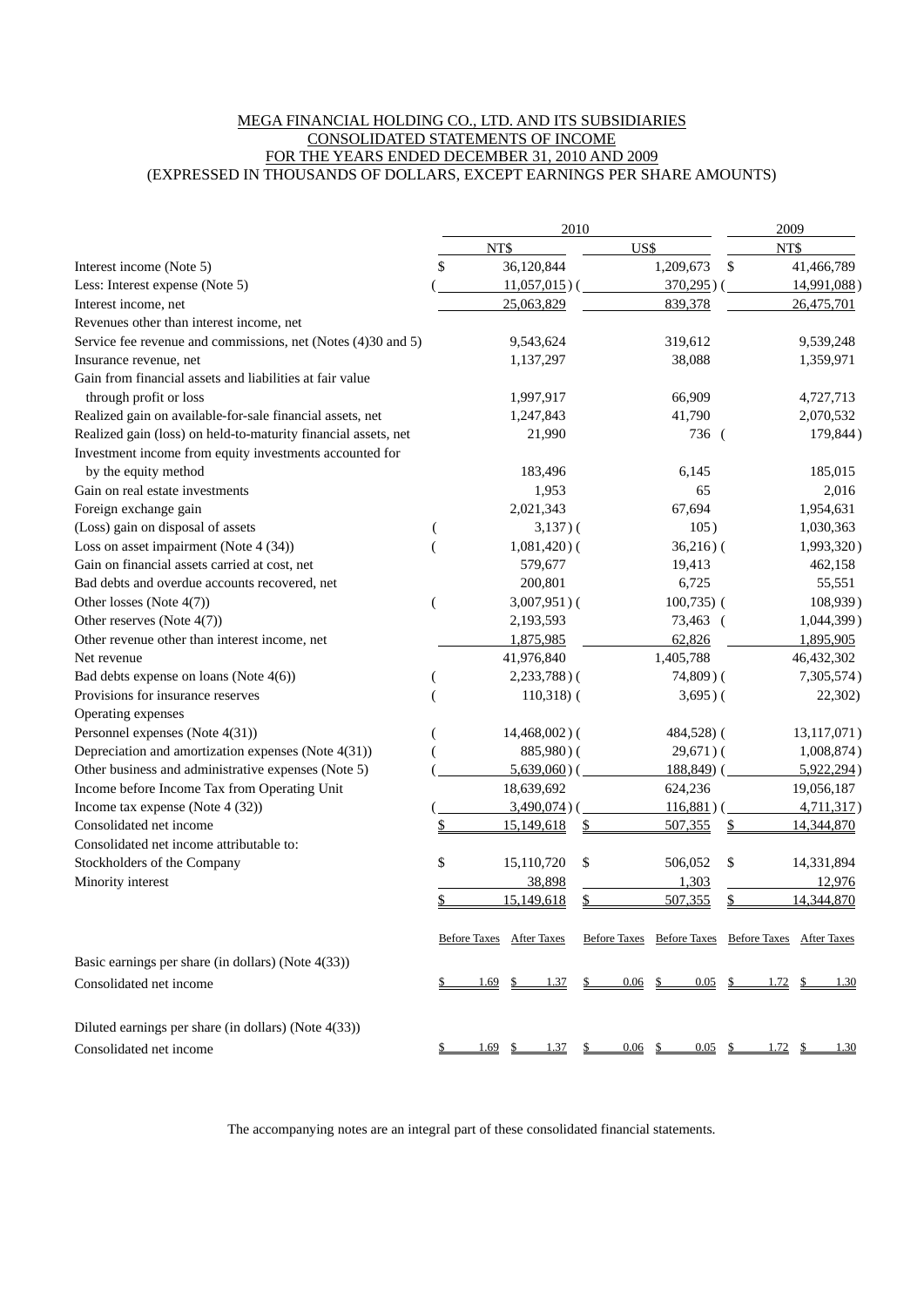MEGA FINANCIAL HOLDING CO., LTD. AND ITS SUBSIDIARIES
CONSOLIDATED STATEMENTS OF INCOME
FOR THE YEARS ENDED DECEMBER 31, 2010 AND 2009
(EXPRESSED IN THOUSANDS OF DOLLARS, EXCEPT EARNINGS PER SHARE AMOUNTS)

| | 2010 | | 2009 |
|---|---|---|---|
| | NT$ | US$ | NT$ |
| Interest income (Note 5) | $ 36,120,844 | 1,209,673 | $ 41,466,789 |
| Less: Interest expense (Note 5) | ( 11,057,015 ) | ( 370,295 ) | ( 14,991,088 ) |
| Interest income, net | 25,063,829 | 839,378 | 26,475,701 |
| Revenues other than interest income, net | | | |
| Service fee revenue and commissions, net (Notes (4)30 and 5) | 9,543,624 | 319,612 | 9,539,248 |
| Insurance revenue, net | 1,137,297 | 38,088 | 1,359,971 |
| Gain from financial assets and liabilities at fair value through profit or loss | 1,997,917 | 66,909 | 4,727,713 |
| Realized gain on available-for-sale financial assets, net | 1,247,843 | 41,790 | 2,070,532 |
| Realized gain (loss) on held-to-maturity financial assets, net | 21,990 | 736 | ( 179,844 ) |
| Investment income from equity investments accounted for by the equity method | 183,496 | 6,145 | 185,015 |
| Gain on real estate investments | 1,953 | 65 | 2,016 |
| Foreign exchange gain | 2,021,343 | 67,694 | 1,954,631 |
| (Loss) gain on disposal of assets | ( 3,137 ) | ( 105 ) | 1,030,363 |
| Loss on asset impairment (Note 4 (34)) | ( 1,081,420 ) | ( 36,216 ) | ( 1,993,320 ) |
| Gain on financial assets carried at cost, net | 579,677 | 19,413 | 462,158 |
| Bad debts and overdue accounts recovered, net | 200,801 | 6,725 | 55,551 |
| Other losses (Note 4(7)) | ( 3,007,951 ) | ( 100,735 ) | ( 108,939 ) |
| Other reserves (Note 4(7)) | 2,193,593 | 73,463 | ( 1,044,399 ) |
| Other revenue other than interest income, net | 1,875,985 | 62,826 | 1,895,905 |
| Net revenue | 41,976,840 | 1,405,788 | 46,432,302 |
| Bad debts expense on loans (Note 4(6)) | ( 2,233,788 ) | ( 74,809 ) | ( 7,305,574 ) |
| Provisions for insurance reserves | ( 110,318 ) | ( 3,695 ) | ( 22,302 ) |
| Operating expenses | | | |
| Personnel expenses (Note 4(31)) | ( 14,468,002 ) | ( 484,528 ) | ( 13,117,071 ) |
| Depreciation and amortization expenses (Note 4(31)) | ( 885,980 ) | ( 29,671 ) | ( 1,008,874 ) |
| Other business and administrative expenses (Note 5) | ( 5,639,060 ) | ( 188,849 ) | ( 5,922,294 ) |
| Income before Income Tax from Operating Unit | 18,639,692 | 624,236 | 19,056,187 |
| Income tax expense (Note 4 (32)) | ( 3,490,074 ) | ( 116,881 ) | ( 4,711,317 ) |
| Consolidated net income | $ 15,149,618 | $ 507,355 | $ 14,344,870 |
| Consolidated net income attributable to: | | | |
| Stockholders of the Company | $ 15,110,720 | $ 506,052 | $ 14,331,894 |
| Minority interest | 38,898 | 1,303 | 12,976 |
| | $ 15,149,618 | $ 507,355 | $ 14,344,870 |

| | Before Taxes | After Taxes | Before Taxes | Before Taxes | Before Taxes | After Taxes |
|---|---|---|---|---|---|---|
| Basic earnings per share (in dollars) (Note 4(33)) | | | | | | |
| Consolidated net income | $ 1.69 | $ 1.37 | $ 0.06 | $ 0.05 | $ 1.72 | $ 1.30 |
| Diluted earnings per share (in dollars) (Note 4(33)) | | | | | | |
| Consolidated net income | $ 1.69 | $ 1.37 | $ 0.06 | $ 0.05 | $ 1.72 | $ 1.30 |

The accompanying notes are an integral part of these consolidated financial statements.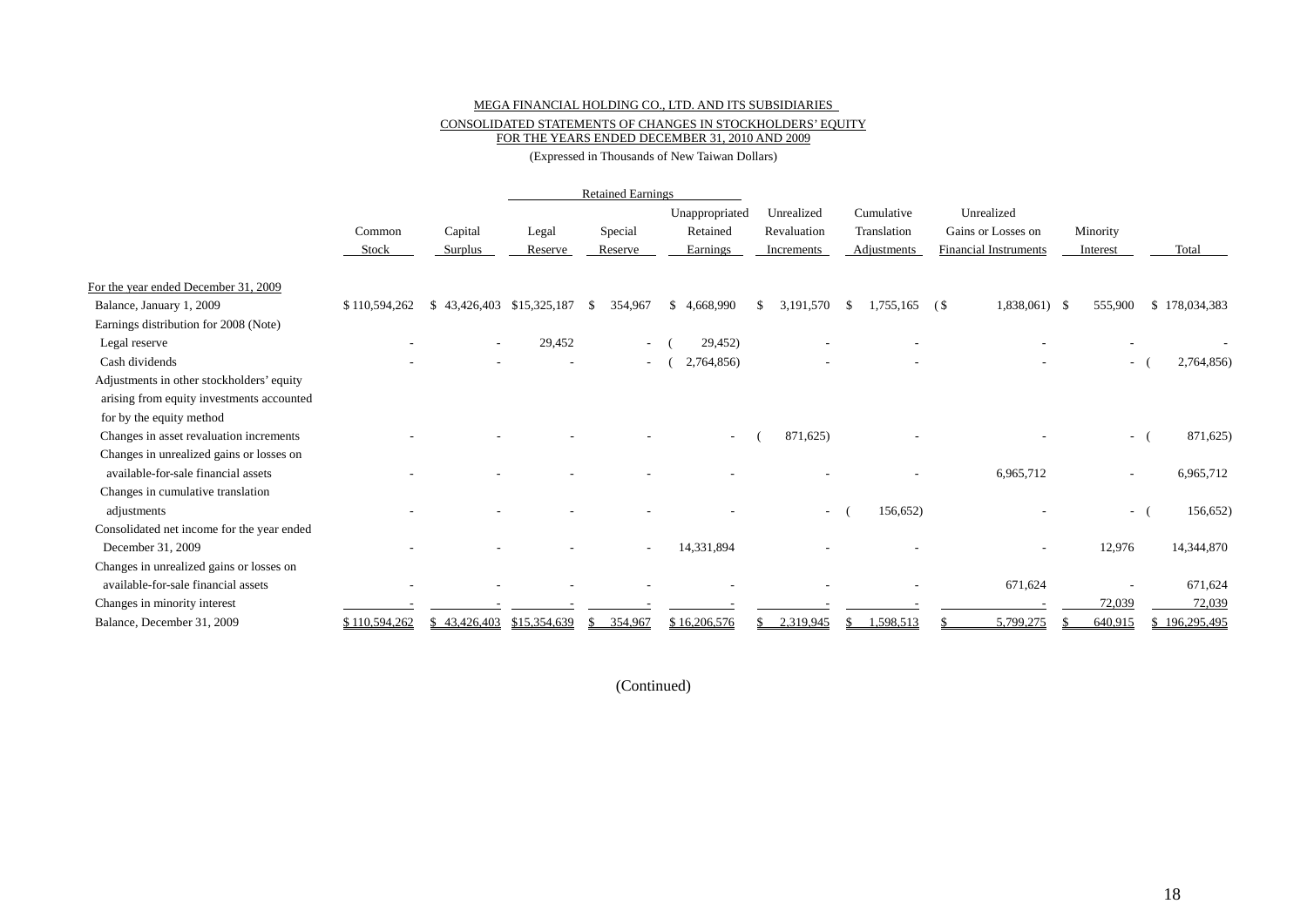MEGA FINANCIAL HOLDING CO., LTD. AND ITS SUBSIDIARIES

CONSOLIDATED STATEMENTS OF CHANGES IN STOCKHOLDERS' EQUITY

FOR THE YEARS ENDED DECEMBER 31, 2010 AND 2009

(Expressed in Thousands of New Taiwan Dollars)

| | Common Stock | Capital Surplus | Retained Earnings Legal Reserve | Retained Earnings Special Reserve | Retained Earnings Unappropriated Retained Earnings | Unrealized Revaluation Increments | Cumulative Translation Adjustments | Unrealized Gains or Losses on Financial Instruments | Minority Interest | Total |
|---|---|---|---|---|---|---|---|---|---|---|
| For the year ended December 31, 2009 | | | | | | | | | | |
| Balance, January 1, 2009 | $ 110,594,262 | $ 43,426,403 | $15,325,187 | $ 354,967 | $ 4,668,990 | $ 3,191,570 | $ 1,755,165 | ($ 1,838,061) | $ 555,900 | $ 178,034,383 |
| Earnings distribution for 2008 (Note) | | | | | | | | | | |
| Legal reserve | - | - | 29,452 | - | ( 29,452) | - | - | - | - | - |
| Cash dividends | - | - | - | - | ( 2,764,856) | - | - | - | - | ( 2,764,856) |
| Adjustments in other stockholders' equity arising from equity investments accounted for by the equity method | | | | | | | | | | |
| Changes in asset revaluation increments | - | - | - | - | - | ( 871,625) | - | - | - | ( 871,625) |
| Changes in unrealized gains or losses on available-for-sale financial assets | - | - | - | - | - | - | - | 6,965,712 | - | 6,965,712 |
| Changes in cumulative translation adjustments | - | - | - | - | - | - | ( 156,652) | - | - | ( 156,652) |
| Consolidated net income for the year ended December 31, 2009 | - | - | - | - | 14,331,894 | - | - | - | 12,976 | 14,344,870 |
| Changes in unrealized gains or losses on available-for-sale financial assets | - | - | - | - | - | - | - | 671,624 | - | 671,624 |
| Changes in minority interest | - | - | - | - | - | - | - | - | 72,039 | 72,039 |
| Balance, December 31, 2009 | $ 110,594,262 | $ 43,426,403 | $15,354,639 | $ 354,967 | $ 16,206,576 | $ 2,319,945 | $ 1,598,513 | $ 5,799,275 | $ 640,915 | $ 196,295,495 |

(Continued)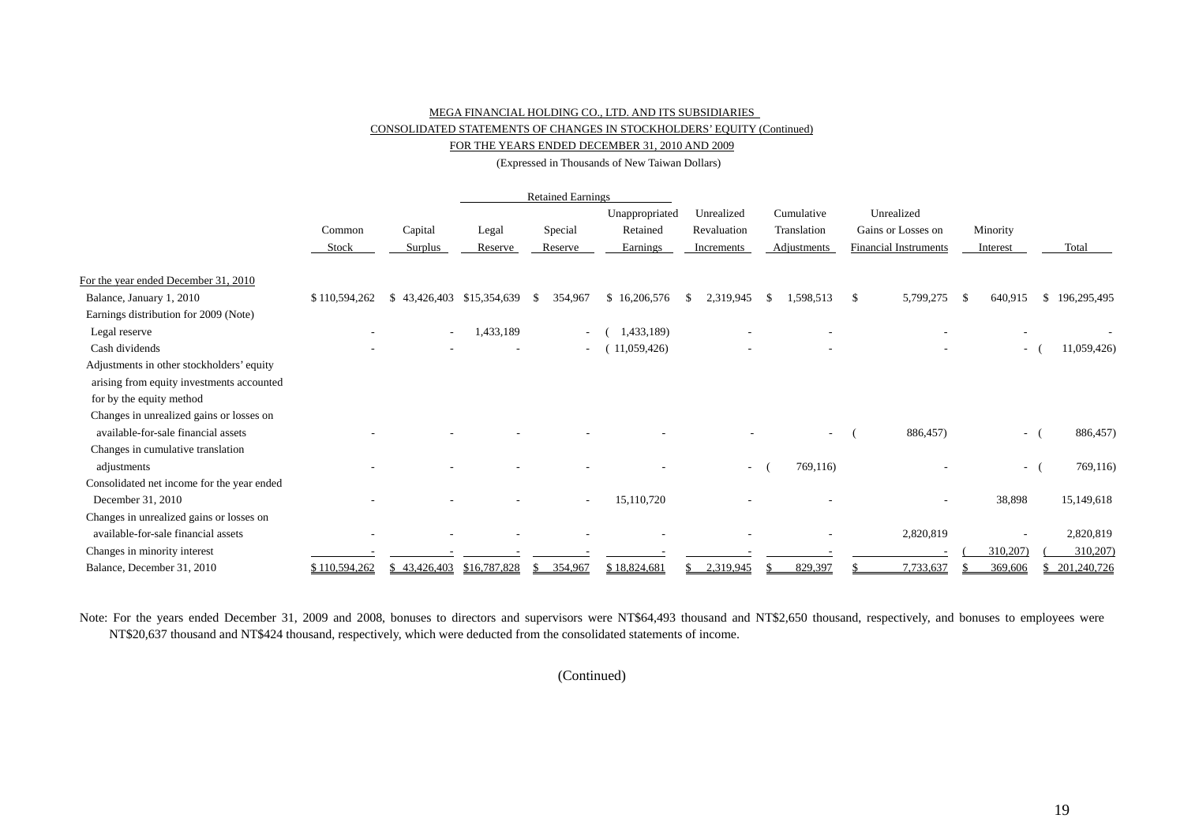MEGA FINANCIAL HOLDING CO., LTD. AND ITS SUBSIDIARIES
CONSOLIDATED STATEMENTS OF CHANGES IN STOCKHOLDERS' EQUITY (Continued)
FOR THE YEARS ENDED DECEMBER 31, 2010 AND 2009
(Expressed in Thousands of New Taiwan Dollars)

| | Common Stock | Capital Surplus | Retained Earnings Legal Reserve | Retained Earnings Special Reserve | Retained Earnings Unappropriated Retained Earnings | Unrealized Revaluation Increments | Cumulative Translation Adjustments | Unrealized Gains or Losses on Financial Instruments | Minority Interest | Total |
|---|---|---|---|---|---|---|---|---|---|---|
| For the year ended December 31, 2010 | | | | | | | | | | |
| Balance, January 1, 2010 | $ 110,594,262 | $ 43,426,403 | $ 15,354,639 | $ 354,967 | $ 16,206,576 | $ 2,319,945 | $ 1,598,513 | $ 5,799,275 | $ 640,915 | $ 196,295,495 |
| Earnings distribution for 2009 (Note) | | | | | | | | | | |
| Legal reserve | - | - | 1,433,189 | - | ( 1,433,189) | - | - | - | - | - |
| Cash dividends | - | - | - | - | ( 11,059,426) | - | - | - | - | ( 11,059,426) |
| Adjustments in other stockholders' equity arising from equity investments accounted for by the equity method | | | | | | | | | | |
| Changes in unrealized gains or losses on available-for-sale financial assets | - | - | - | - | - | - | - | ( 886,457) | - | ( 886,457) |
| Changes in cumulative translation adjustments | - | - | - | - | - | - | ( 769,116) | - | - | ( 769,116) |
| Consolidated net income for the year ended December 31, 2010 | - | - | - | - | 15,110,720 | - | - | - | 38,898 | 15,149,618 |
| Changes in unrealized gains or losses on available-for-sale financial assets | - | - | - | - | - | - | - | 2,820,819 | - | 2,820,819 |
| Changes in minority interest | - | - | - | - | - | - | - | - | ( 310,207) | ( 310,207) |
| Balance, December 31, 2010 | $ 110,594,262 | $ 43,426,403 | $ 16,787,828 | $ 354,967 | $ 18,824,681 | $ 2,319,945 | $ 829,397 | $ 7,733,637 | $ 369,606 | $ 201,240,726 |

Note: For the years ended December 31, 2009 and 2008, bonuses to directors and supervisors were NT$64,493 thousand and NT$2,650 thousand, respectively, and bonuses to employees were NT$20,637 thousand and NT$424 thousand, respectively, which were deducted from the consolidated statements of income.

(Continued)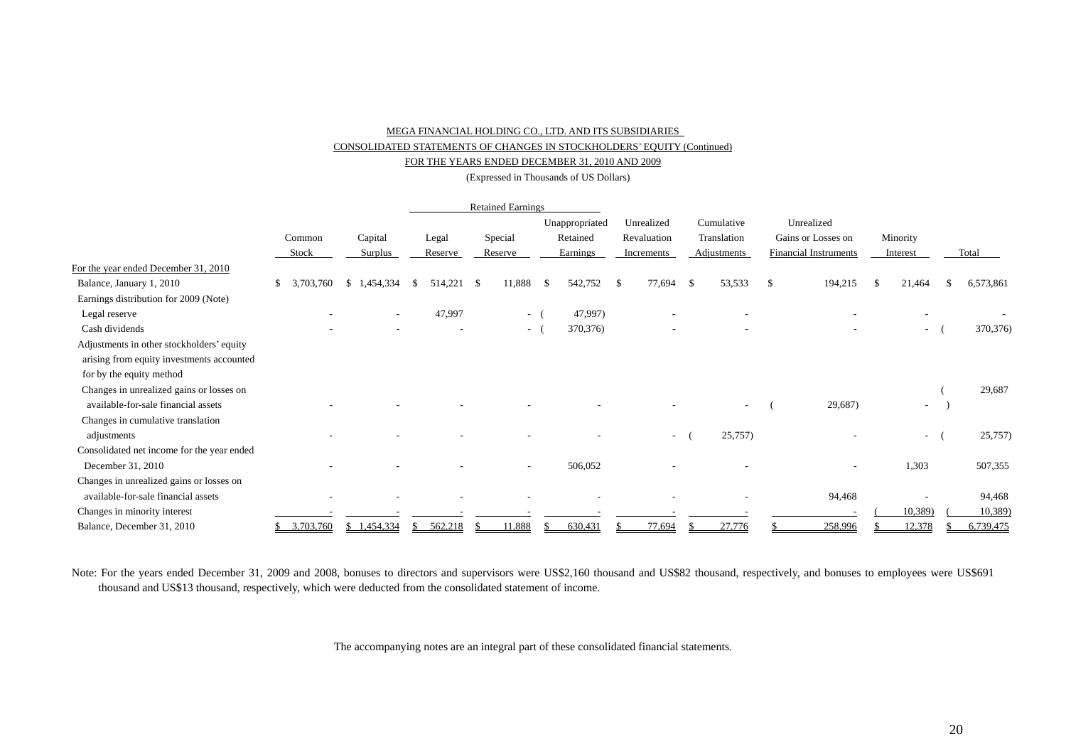MEGA FINANCIAL HOLDING CO., LTD. AND ITS SUBSIDIARIES

CONSOLIDATED STATEMENTS OF CHANGES IN STOCKHOLDERS' EQUITY (Continued)

FOR THE YEARS ENDED DECEMBER 31, 2010 AND 2009

(Expressed in Thousands of US Dollars)

| | Common Stock | Capital Surplus | Retained Earnings | | | Unrealized Revaluation Increments | Cumulative Translation Adjustments | Unrealized Gains or Losses on Financial Instruments | Minority Interest | Total |
|---|---|---|---|---|---|---|---|---|---|---|
| | | | Legal Reserve | Special Reserve | Unappropriated Retained Earnings | | | | | |
| For the year ended December 31, 2010 | | | | | | | | | | |
| Balance, January 1, 2010 | $ 3,703,760 | $ 1,454,334 | $ 514,221 | $ 11,888 | $ 542,752 | $ 77,694 | $ 53,533 | $ 194,215 | $ 21,464 | $ 6,573,861 |
| Earnings distribution for 2009 (Note) | | | | | | | | | | |
| Legal reserve | - | - | 47,997 | - | ( 47,997) | - | - | - | - | - |
| Cash dividends | - | - | - | - | ( 370,376) | - | - | - | - | ( 370,376) |
| Adjustments in other stockholders' equity arising from equity investments accounted for by the equity method | | | | | | | | | | |
| Changes in unrealized gains or losses on available-for-sale financial assets | - | - | - | - | - | - | - | ( 29,687) | - | ( 29,687) |
| Changes in cumulative translation adjustments | - | - | - | - | - | - | ( 25,757) | - | - | ( 25,757) |
| Consolidated net income for the year ended December 31, 2010 | - | - | - | - | 506,052 | - | - | - | 1,303 | 507,355 |
| Changes in unrealized gains or losses on available-for-sale financial assets | - | - | - | - | - | - | - | 94,468 | - | 94,468 |
| Changes in minority interest | - | - | - | - | - | - | - | - | ( 10,389) | ( 10,389) |
| Balance, December 31, 2010 | $ 3,703,760 | $ 1,454,334 | $ 562,218 | $ 11,888 | $ 630,431 | $ 77,694 | $ 27,776 | $ 258,996 | $ 12,378 | $ 6,739,475 |

Note: For the years ended December 31, 2009 and 2008, bonuses to directors and supervisors were US$2,160 thousand and US$82 thousand, respectively, and bonuses to employees were US$691 thousand and US$13 thousand, respectively, which were deducted from the consolidated statement of income.

The accompanying notes are an integral part of these consolidated financial statements.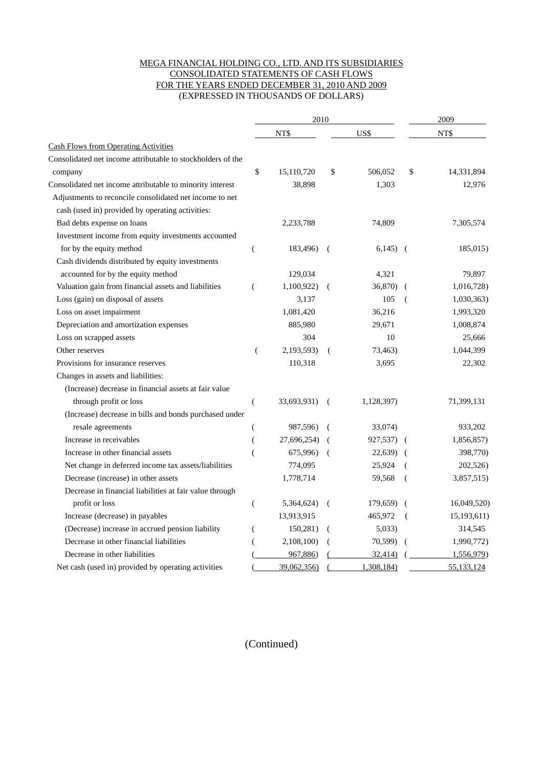MEGA FINANCIAL HOLDING CO., LTD. AND ITS SUBSIDIARIES
CONSOLIDATED STATEMENTS OF CASH FLOWS
FOR THE YEARS ENDED DECEMBER 31, 2010 AND 2009
(EXPRESSED IN THOUSANDS OF DOLLARS)

| | 2010 | | 2009 |
|---|---|---|---|
| | NT$ | US$ | NT$ |
| Cash Flows from Operating Activities | | | |
| Consolidated net income attributable to stockholders of the company | $ 15,110,720 | $ 506,052 | $ 14,331,894 |
| Consolidated net income attributable to minority interest | 38,898 | 1,303 | 12,976 |
| Adjustments to reconcile consolidated net income to net cash (used in) provided by operating activities: | | | |
| Bad debts expense on loans | 2,233,788 | 74,809 | 7,305,574 |
| Investment income from equity investments accounted for by the equity method | ( 183,496) | ( 6,145) | ( 185,015) |
| Cash dividends distributed by equity investments accounted for by the equity method | 129,034 | 4,321 | 79,897 |
| Valuation gain from financial assets and liabilities | ( 1,100,922) | ( 36,870) | ( 1,016,728) |
| Loss (gain) on disposal of assets | 3,137 | 105 | ( 1,030,363) |
| Loss on asset impairment | 1,081,420 | 36,216 | 1,993,320 |
| Depreciation and amortization expenses | 885,980 | 29,671 | 1,008,874 |
| Loss on scrapped assets | 304 | 10 | 25,666 |
| Other reserves | ( 2,193,593) | ( 73,463) | 1,044,399 |
| Provisions for insurance reserves | 110,318 | 3,695 | 22,302 |
| Changes in assets and liabilities: | | | |
| (Increase) decrease in financial assets at fair value through profit or loss | ( 33,693,931) | ( 1,128,397) | 71,399,131 |
| (Increase) decrease in bills and bonds purchased under resale agreements | ( 987,596) | ( 33,074) | 933,202 |
| Increase in receivables | ( 27,696,254) | ( 927,537) | ( 1,856,857) |
| Increase in other financial assets | ( 675,996) | ( 22,639) | ( 398,770) |
| Net change in deferred income tax assets/liabilities | 774,095 | 25,924 | ( 202,526) |
| Decrease (increase) in other assets | 1,778,714 | 59,568 | ( 3,857,515) |
| Decrease in financial liabilities at fair value through profit or loss | ( 5,364,624) | ( 179,659) | ( 16,049,520) |
| Increase (decrease) in payables | 13,913,915 | 465,972 | ( 15,193,611) |
| (Decrease) increase in accrued pension liability | ( 150,281) | ( 5,033) | 314,545 |
| Decrease in other financial liabilities | ( 2,108,100) | ( 70,599) | ( 1,990,772) |
| Decrease in other liabilities | ( 967,886) | ( 32,414) | ( 1,556,979) |
| Net cash (used in) provided by operating activities | ( 39,062,356) | ( 1,308,184) | 55,133,124 |

(Continued)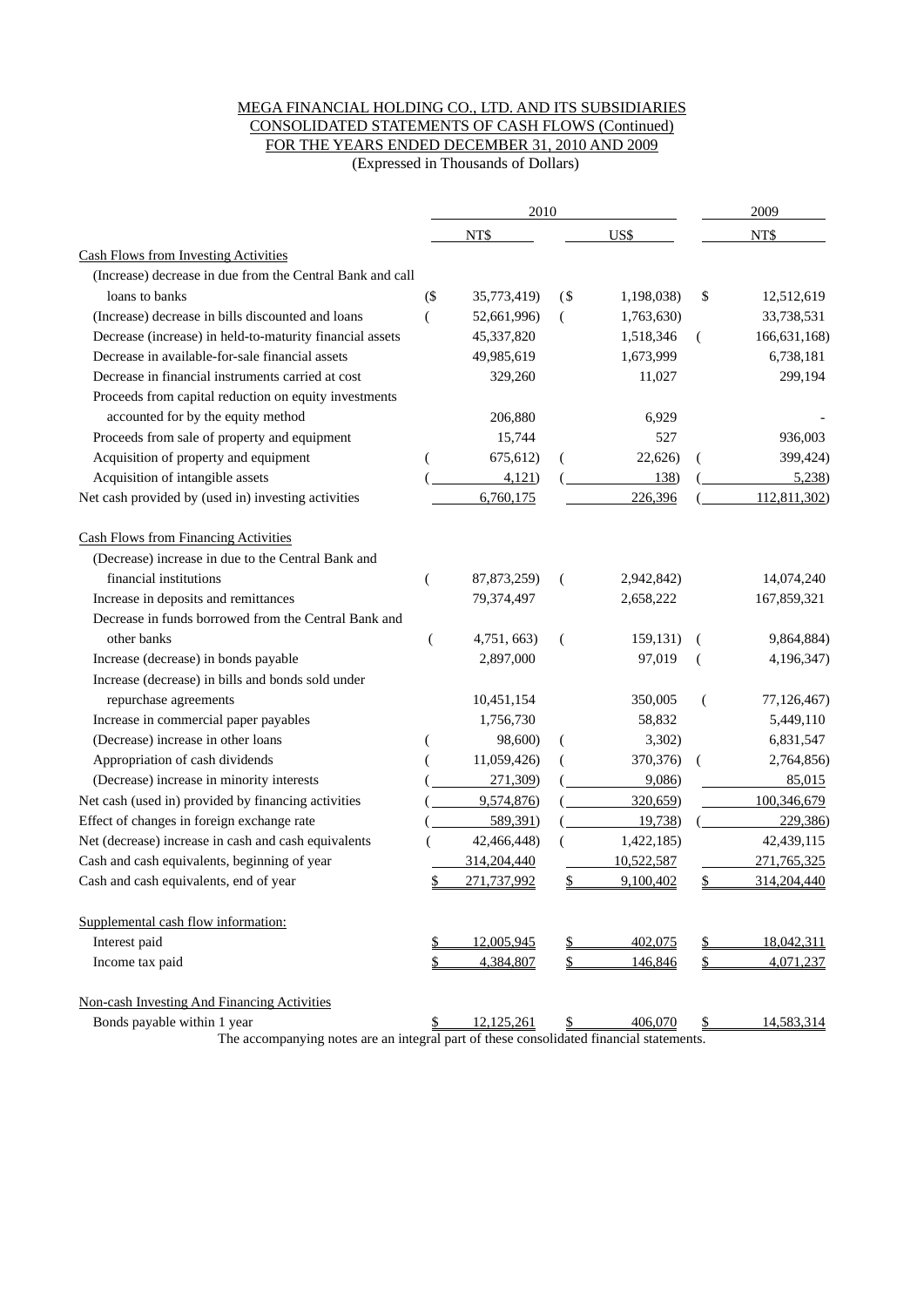MEGA FINANCIAL HOLDING CO., LTD. AND ITS SUBSIDIARIES
CONSOLIDATED STATEMENTS OF CASH FLOWS (Continued)
FOR THE YEARS ENDED DECEMBER 31, 2010 AND 2009
(Expressed in Thousands of Dollars)

| | 2010 | | 2009 |
|---|---|---|---|
| | NT$ | US$ | NT$ |
| Cash Flows from Investing Activities | | | |
| (Increase) decrease in due from the Central Bank and call loans to banks | ($ 35,773,419) | ($ 1,198,038) | $ 12,512,619 |
| (Increase) decrease in bills discounted and loans | ( 52,661,996) | ( 1,763,630) | 33,738,531 |
| Decrease (increase) in held-to-maturity financial assets | 45,337,820 | 1,518,346 | ( 166,631,168) |
| Decrease in available-for-sale financial assets | 49,985,619 | 1,673,999 | 6,738,181 |
| Decrease in financial instruments carried at cost | 329,260 | 11,027 | 299,194 |
| Proceeds from capital reduction on equity investments accounted for by the equity method | 206,880 | 6,929 | - |
| Proceeds from sale of property and equipment | 15,744 | 527 | 936,003 |
| Acquisition of property and equipment | ( 675,612) | ( 22,626) | ( 399,424) |
| Acquisition of intangible assets | ( 4,121) | ( 138) | ( 5,238) |
| Net cash provided by (used in) investing activities | 6,760,175 | 226,396 | ( 112,811,302) |
| Cash Flows from Financing Activities | | | |
| (Decrease) increase in due to the Central Bank and financial institutions | ( 87,873,259) | ( 2,942,842) | 14,074,240 |
| Increase in deposits and remittances | 79,374,497 | 2,658,222 | 167,859,321 |
| Decrease in funds borrowed from the Central Bank and other banks | ( 4,751, 663) | ( 159,131) | ( 9,864,884) |
| Increase (decrease) in bonds payable | 2,897,000 | 97,019 | ( 4,196,347) |
| Increase (decrease) in bills and bonds sold under repurchase agreements | 10,451,154 | 350,005 | ( 77,126,467) |
| Increase in commercial paper payables | 1,756,730 | 58,832 | 5,449,110 |
| (Decrease) increase in other loans | ( 98,600) | ( 3,302) | 6,831,547 |
| Appropriation of cash dividends | ( 11,059,426) | ( 370,376) | ( 2,764,856) |
| (Decrease) increase in minority interests | ( 271,309) | ( 9,086) | 85,015 |
| Net cash (used in) provided by financing activities | ( 9,574,876) | ( 320,659) | 100,346,679 |
| Effect of changes in foreign exchange rate | ( 589,391) | ( 19,738) | ( 229,386) |
| Net (decrease) increase in cash and cash equivalents | ( 42,466,448) | ( 1,422,185) | 42,439,115 |
| Cash and cash equivalents, beginning of year | 314,204,440 | 10,522,587 | 271,765,325 |
| Cash and cash equivalents, end of year | $ 271,737,992 | $ 9,100,402 | $ 314,204,440 |
| Supplemental cash flow information: | | | |
| Interest paid | $ 12,005,945 | $ 402,075 | $ 18,042,311 |
| Income tax paid | $ 4,384,807 | $ 146,846 | $ 4,071,237 |
| Non-cash Investing And Financing Activities | | | |
| Bonds payable within 1 year | $ 12,125,261 | $ 406,070 | $ 14,583,314 |

The accompanying notes are an integral part of these consolidated financial statements.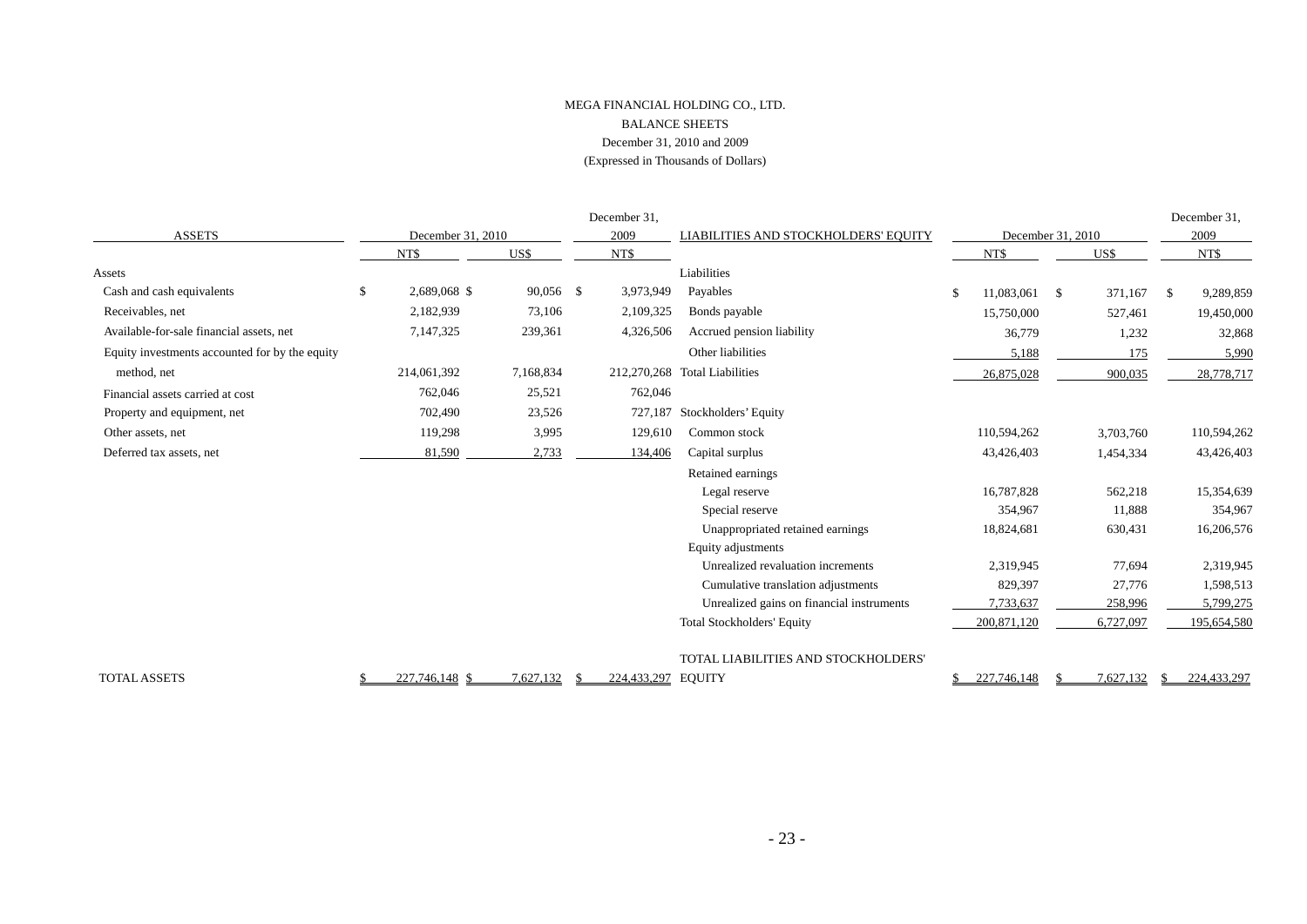MEGA FINANCIAL HOLDING CO., LTD.

BALANCE SHEETS

December 31, 2010 and 2009

(Expressed in Thousands of Dollars)

| ASSETS | December 31, 2010 | | December 31, 2009 |
|---|---|---|---|
| | NT$ | US$ | NT$ |
| Assets | | | |
| Cash and cash equivalents | $ 2,689,068 | $ 90,056 | $ 3,973,949 |
| Receivables, net | 2,182,939 | 73,106 | 2,109,325 |
| Available-for-sale financial assets, net | 7,147,325 | 239,361 | 4,326,506 |
| Equity investments accounted for by the equity method, net | 214,061,392 | 7,168,834 | 212,270,268 |
| Financial assets carried at cost | 762,046 | 25,521 | 762,046 |
| Property and equipment, net | 702,490 | 23,526 | 727,187 |
| Other assets, net | 119,298 | 3,995 | 129,610 |
| Deferred tax assets, net | 81,590 | 2,733 | 134,406 |
| TOTAL ASSETS | $ 227,746,148 | $ 7,627,132 | $ 224,433,297 |

| LIABILITIES AND STOCKHOLDERS' EQUITY | December 31, 2010 | | December 31, 2009 |
|---|---|---|---|
| | NT$ | US$ | NT$ |
| Liabilities | | | |
| Payables | $ 11,083,061 | $ 371,167 | $ 9,289,859 |
| Bonds payable | 15,750,000 | 527,461 | 19,450,000 |
| Accrued pension liability | 36,779 | 1,232 | 32,868 |
| Other liabilities | 5,188 | 175 | 5,990 |
| Total Liabilities | 26,875,028 | 900,035 | 28,778,717 |
| Stockholders' Equity | | | |
| Common stock | 110,594,262 | 3,703,760 | 110,594,262 |
| Capital surplus | 43,426,403 | 1,454,334 | 43,426,403 |
| Retained earnings | | | |
| Legal reserve | 16,787,828 | 562,218 | 15,354,639 |
| Special reserve | 354,967 | 11,888 | 354,967 |
| Unappropriated retained earnings | 18,824,681 | 630,431 | 16,206,576 |
| Equity adjustments | | | |
| Unrealized revaluation increments | 2,319,945 | 77,694 | 2,319,945 |
| Cumulative translation adjustments | 829,397 | 27,776 | 1,598,513 |
| Unrealized gains on financial instruments | 7,733,637 | 258,996 | 5,799,275 |
| Total Stockholders' Equity | 200,871,120 | 6,727,097 | 195,654,580 |
| TOTAL LIABILITIES AND STOCKHOLDERS' EQUITY | $ 227,746,148 | $ 7,627,132 | $ 224,433,297 |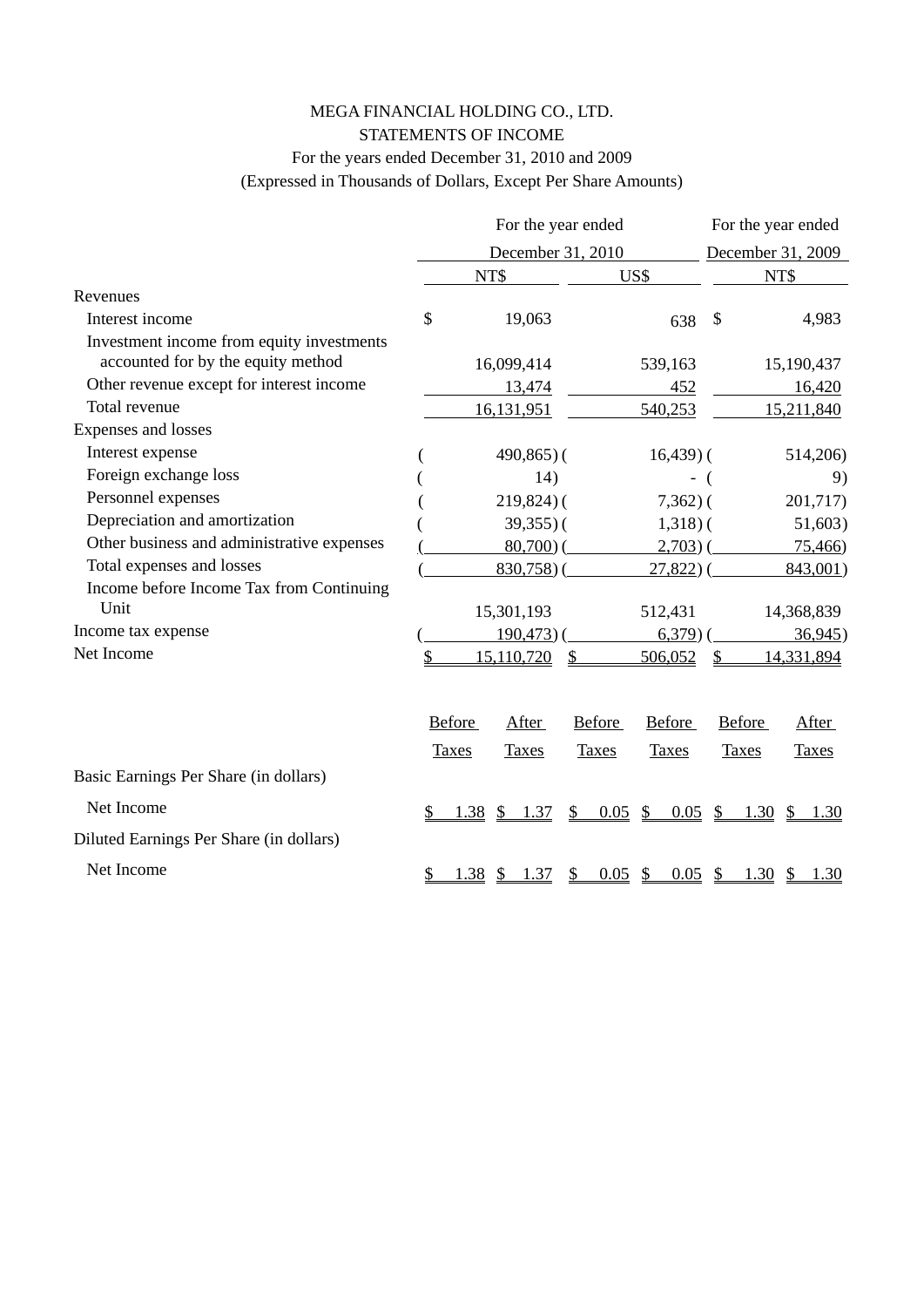MEGA FINANCIAL HOLDING CO., LTD.

STATEMENTS OF INCOME

For the years ended December 31, 2010 and 2009

(Expressed in Thousands of Dollars, Except Per Share Amounts)

| | For the year ended December 31, 2010 | | For the year ended December 31, 2009 |
|---|---|---|---|
| | NT$ | US$ | NT$ |
| **Revenues** | | | |
| Interest income | $ 19,063 | 638 | $ 4,983 |
| Investment income from equity investments accounted for by the equity method | 16,099,414 | 539,163 | 15,190,437 |
| Other revenue except for interest income | 13,474 | 452 | 16,420 |
| Total revenue | 16,131,951 | 540,253 | 15,211,840 |
| **Expenses and losses** | | | |
| Interest expense | ( 490,865) | ( 16,439) | ( 514,206) |
| Foreign exchange loss | ( 14) | - | ( 9) |
| Personnel expenses | ( 219,824) | ( 7,362) | ( 201,717) |
| Depreciation and amortization | ( 39,355) | ( 1,318) | ( 51,603) |
| Other business and administrative expenses | ( 80,700) | ( 2,703) | ( 75,466) |
| Total expenses and losses | ( 830,758) | ( 27,822) | ( 843,001) |
| Income before Income Tax from Continuing Unit | 15,301,193 | 512,431 | 14,368,839 |
| Income tax expense | ( 190,473) | ( 6,379) | ( 36,945) |
| Net Income | $ 15,110,720 | $ 506,052 | $ 14,331,894 |

| | Before Taxes | After Taxes | Before Taxes | Before Taxes | Before Taxes | After Taxes |
|---|---|---|---|---|---|---|
| **Basic Earnings Per Share (in dollars)** | | | | | | |
| Net Income | $ 1.38 | $ 1.37 | $ 0.05 | $ 0.05 | $ 1.30 | $ 1.30 |
| **Diluted Earnings Per Share (in dollars)** | | | | | | |
| Net Income | $ 1.38 | $ 1.37 | $ 0.05 | $ 0.05 | $ 1.30 | $ 1.30 |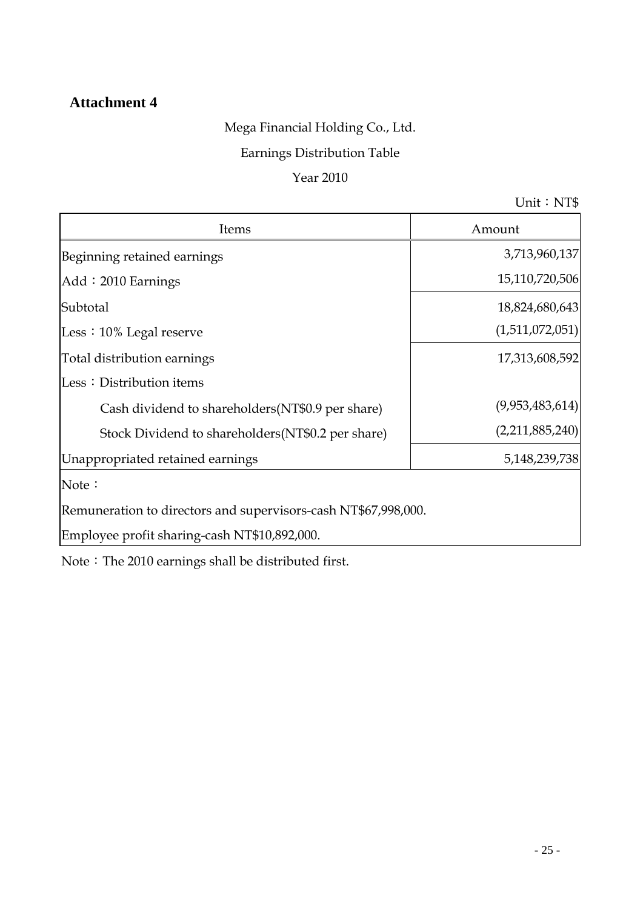## Attachment 4

Mega Financial Holding Co., Ltd.

Earnings Distribution Table

Year 2010

Unit：NT$

| Items | Amount |
|---|---|
| Beginning retained earnings | 3,713,960,137 |
| Add：2010 Earnings | 15,110,720,506 |
| Subtotal | 18,824,680,643 |
| Less：10% Legal reserve | (1,511,072,051) |
| Total distribution earnings | 17,313,608,592 |
| Less：Distribution items | |
| Cash dividend to shareholders(NT$0.9 per share) | (9,953,483,614) |
| Stock Dividend to shareholders(NT$0.2 per share) | (2,211,885,240) |
| Unappropriated retained earnings | 5,148,239,738 |

Note：

Remuneration to directors and supervisors-cash NT$67,998,000.

Employee profit sharing-cash NT$10,892,000.

Note：The 2010 earnings shall be distributed first.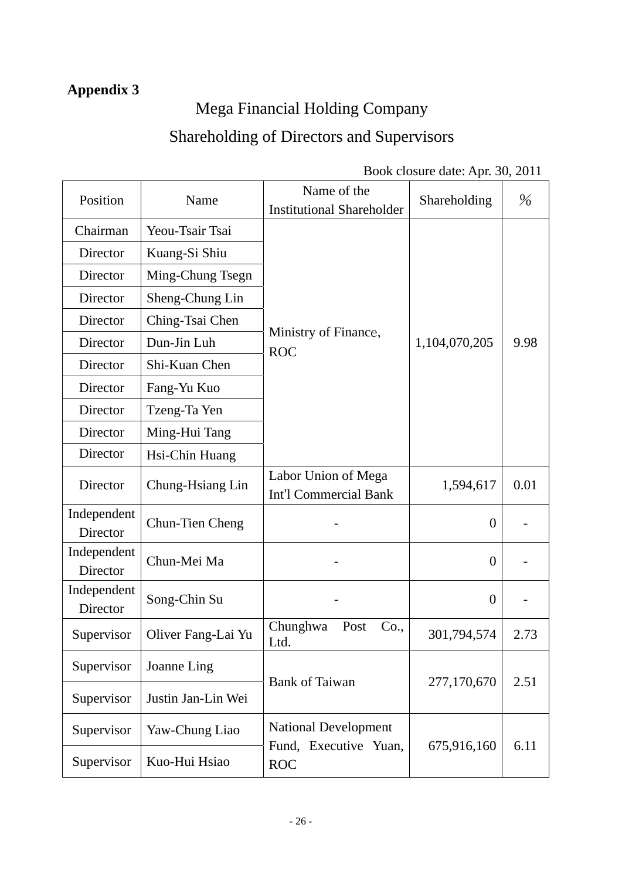**Appendix 3**

# Mega Financial Holding Company

## Shareholding of Directors and Supervisors

Book closure date: Apr. 30, 2011

| Position | Name | Name of the Institutional Shareholder | Shareholding | % |
|---|---|---|---|---|
| Chairman | Yeou-Tsair Tsai | Ministry of Finance, ROC | 1,104,070,205 | 9.98 |
| Director | Kuang-Si Shiu | | | |
| Director | Ming-Chung Tsegn | | | |
| Director | Sheng-Chung Lin | | | |
| Director | Ching-Tsai Chen | | | |
| Director | Dun-Jin Luh | | | |
| Director | Shi-Kuan Chen | | | |
| Director | Fang-Yu Kuo | | | |
| Director | Tzeng-Ta Yen | | | |
| Director | Ming-Hui Tang | | | |
| Director | Hsi-Chin Huang | | | |
| Director | Chung-Hsiang Lin | Labor Union of Mega Int'l Commercial Bank | 1,594,617 | 0.01 |
| Independent Director | Chun-Tien Cheng | - | 0 | - |
| Independent Director | Chun-Mei Ma | - | 0 | - |
| Independent Director | Song-Chin Su | - | 0 | - |
| Supervisor | Oliver Fang-Lai Yu | Chunghwa Post Co., Ltd. | 301,794,574 | 2.73 |
| Supervisor | Joanne Ling | Bank of Taiwan | 277,170,670 | 2.51 |
| Supervisor | Justin Jan-Lin Wei | | | |
| Supervisor | Yaw-Chung Liao | National Development Fund, Executive Yuan, ROC | 675,916,160 | 6.11 |
| Supervisor | Kuo-Hui Hsiao | | | |